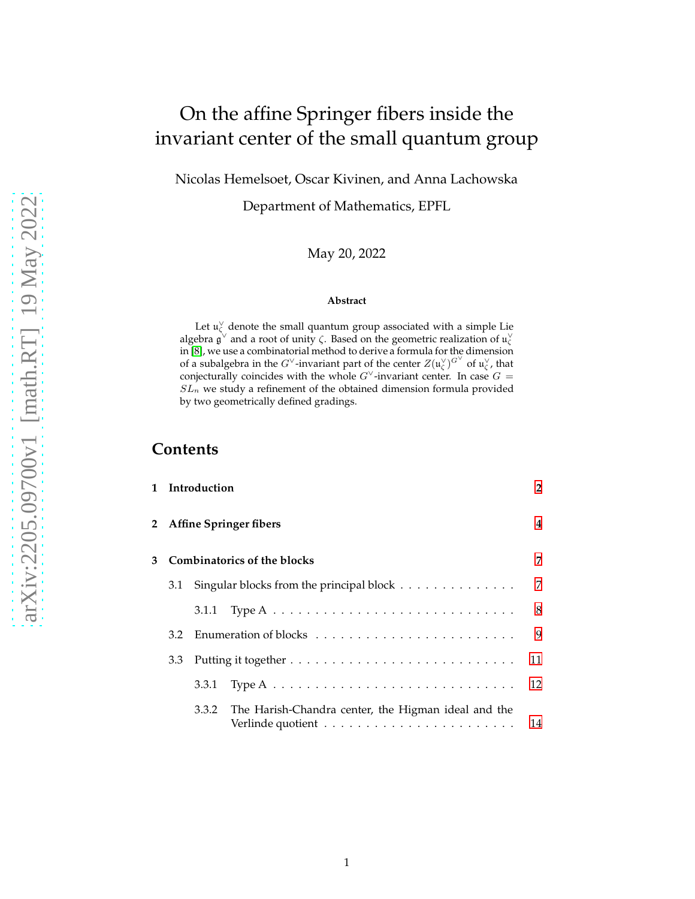# On the affine Springer fibers inside the invariant center of the small quantum group

Nicolas Hemelsoet, Oscar Kivinen, and Anna Lachowska

Department of Mathematics, EPFL

May 20, 2022

**Abstract**

Let $\mathfrak{u}_\zeta^\vee$ denote the small quantum group associated with a simple Lie algebra $\mathfrak{g}^\vee$ and a root of unity $\zeta$. Based on the geometric realization of $\mathfrak{u}_\zeta^\vee$ in [8], we use a combinatorial method to derive a formula for the dimension of a subalgebra in the $G^\vee$-invariant part of the center $Z(\mathfrak{u}_\zeta^\vee)^{G^\vee}$ of $\mathfrak{u}_\zeta^\vee$, that conjecturally coincides with the whole $G^\vee$-invariant center. In case $G = SL_n$ we study a refinement of the obtained dimension formula provided by two geometrically defined gradings.

## Contents

1 Introduction ..... 2

2 Affine Springer fibers ..... 4

3 Combinatorics of the blocks ..... 7

- 3.1 Singular blocks from the principal block ..... 7
  - 3.1.1 Type A ..... 8
- 3.2 Enumeration of blocks ..... 9
- 3.3 Putting it together ..... 11
  - 3.3.1 Type A ..... 12
  - 3.3.2 The Harish-Chandra center, the Higman ideal and the Verlinde quotient ..... 14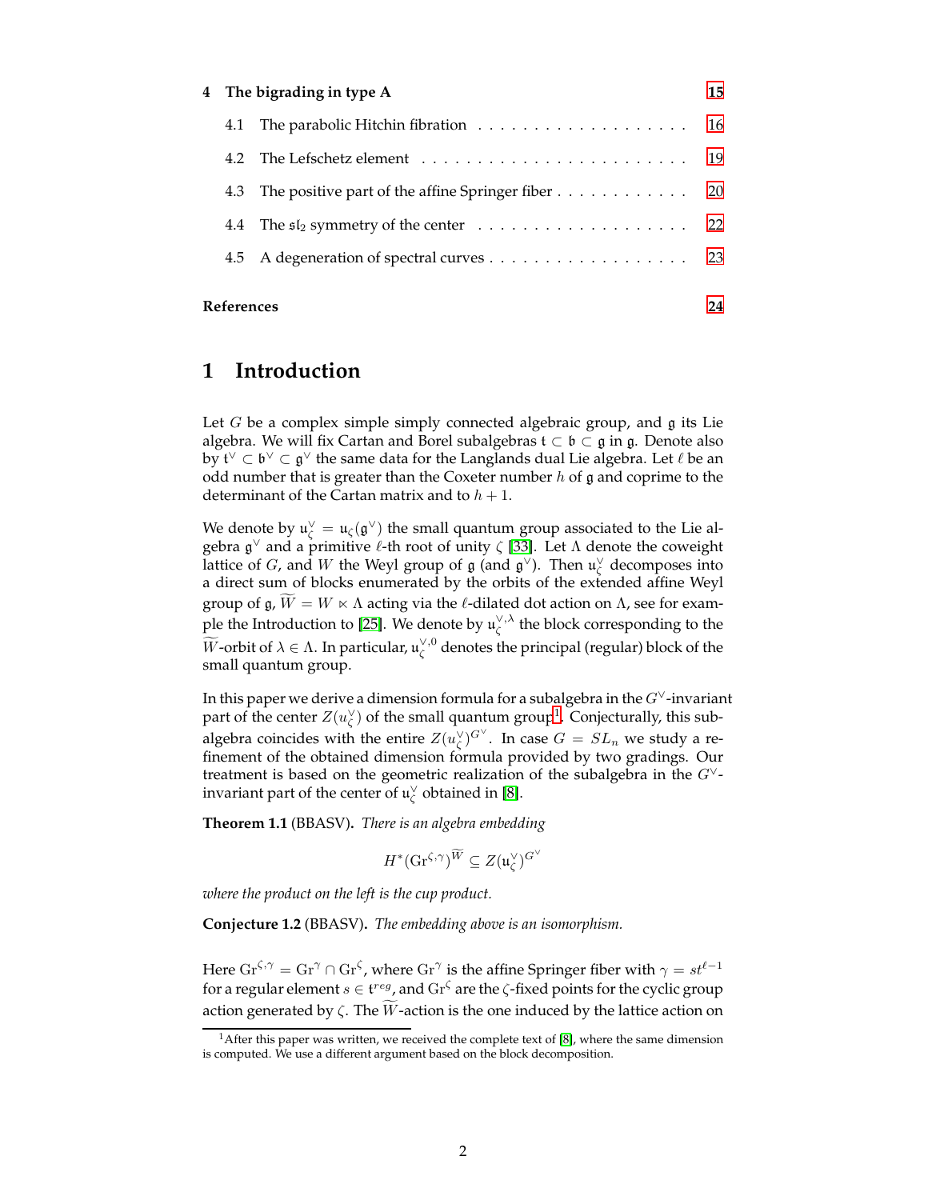| | | |
|---|---|---|
| **4** | **The bigrading in type A** | **15** |
| 4.1 | The parabolic Hitchin fibration | 16 |
| 4.2 | The Lefschetz element | 19 |
| 4.3 | The positive part of the affine Springer fiber | 20 |
| 4.4 | The $\mathfrak{sl}_2$ symmetry of the center | 22 |
| 4.5 | A degeneration of spectral curves | 23 |
| **References** | | **24** |

# 1 Introduction

Let $G$ be a complex simple simply connected algebraic group, and $\mathfrak{g}$ its Lie algebra. We will fix Cartan and Borel subalgebras $\mathfrak{t} \subset \mathfrak{b} \subset \mathfrak{g}$ in $\mathfrak{g}$. Denote also by $\mathfrak{t}^\vee \subset \mathfrak{b}^\vee \subset \mathfrak{g}^\vee$ the same data for the Langlands dual Lie algebra. Let $\ell$ be an odd number that is greater than the Coxeter number $h$ of $\mathfrak{g}$ and coprime to the determinant of the Cartan matrix and to $h+1$.

We denote by $\mathfrak{u}_\zeta^\vee = \mathfrak{u}_\zeta(\mathfrak{g}^\vee)$ the small quantum group associated to the Lie algebra $\mathfrak{g}^\vee$ and a primitive $\ell$-th root of unity $\zeta$ [33]. Let $\Lambda$ denote the coweight lattice of $G$, and $W$ the Weyl group of $\mathfrak{g}$ (and $\mathfrak{g}^\vee$). Then $\mathfrak{u}_\zeta^\vee$ decomposes into a direct sum of blocks enumerated by the orbits of the extended affine Weyl group of $\mathfrak{g}$, $\widetilde{W} = W \ltimes \Lambda$ acting via the $\ell$-dilated dot action on $\Lambda$, see for example the Introduction to [25]. We denote by $\mathfrak{u}_\zeta^{\vee,\lambda}$ the block corresponding to the $\widetilde{W}$-orbit of $\lambda \in \Lambda$. In particular, $\mathfrak{u}_\zeta^{\vee,0}$ denotes the principal (regular) block of the small quantum group.

In this paper we derive a dimension formula for a subalgebra in the $G^\vee$-invariant part of the center $Z(u_\zeta^\vee)$ of the small quantum group[1]. Conjecturally, this subalgebra coincides with the entire $Z(u_\zeta^\vee)^{G^\vee}$. In case $G = SL_n$ we study a refinement of the obtained dimension formula provided by two gradings. Our treatment is based on the geometric realization of the subalgebra in the $G^\vee$-invariant part of the center of $\mathfrak{u}_\zeta^\vee$ obtained in [8].

**Theorem 1.1** (BBASV). *There is an algebra embedding*

$$H^*(\mathrm{Gr}^{\zeta,\gamma})^{\widetilde{W}} \subseteq Z(\mathfrak{u}_\zeta^\vee)^{G^\vee}$$

*where the product on the left is the cup product.*

**Conjecture 1.2** (BBASV). *The embedding above is an isomorphism.*

Here $\mathrm{Gr}^{\zeta,\gamma} = \mathrm{Gr}^\gamma \cap \mathrm{Gr}^\zeta$, where $\mathrm{Gr}^\gamma$ is the affine Springer fiber with $\gamma = st^{\ell-1}$ for a regular element $s \in \mathfrak{t}^{reg}$, and $\mathrm{Gr}^\zeta$ are the $\zeta$-fixed points for the cyclic group action generated by $\zeta$. The $\widetilde{W}$-action is the one induced by the lattice action on

[1] After this paper was written, we received the complete text of [8], where the same dimension is computed. We use a different argument based on the block decomposition.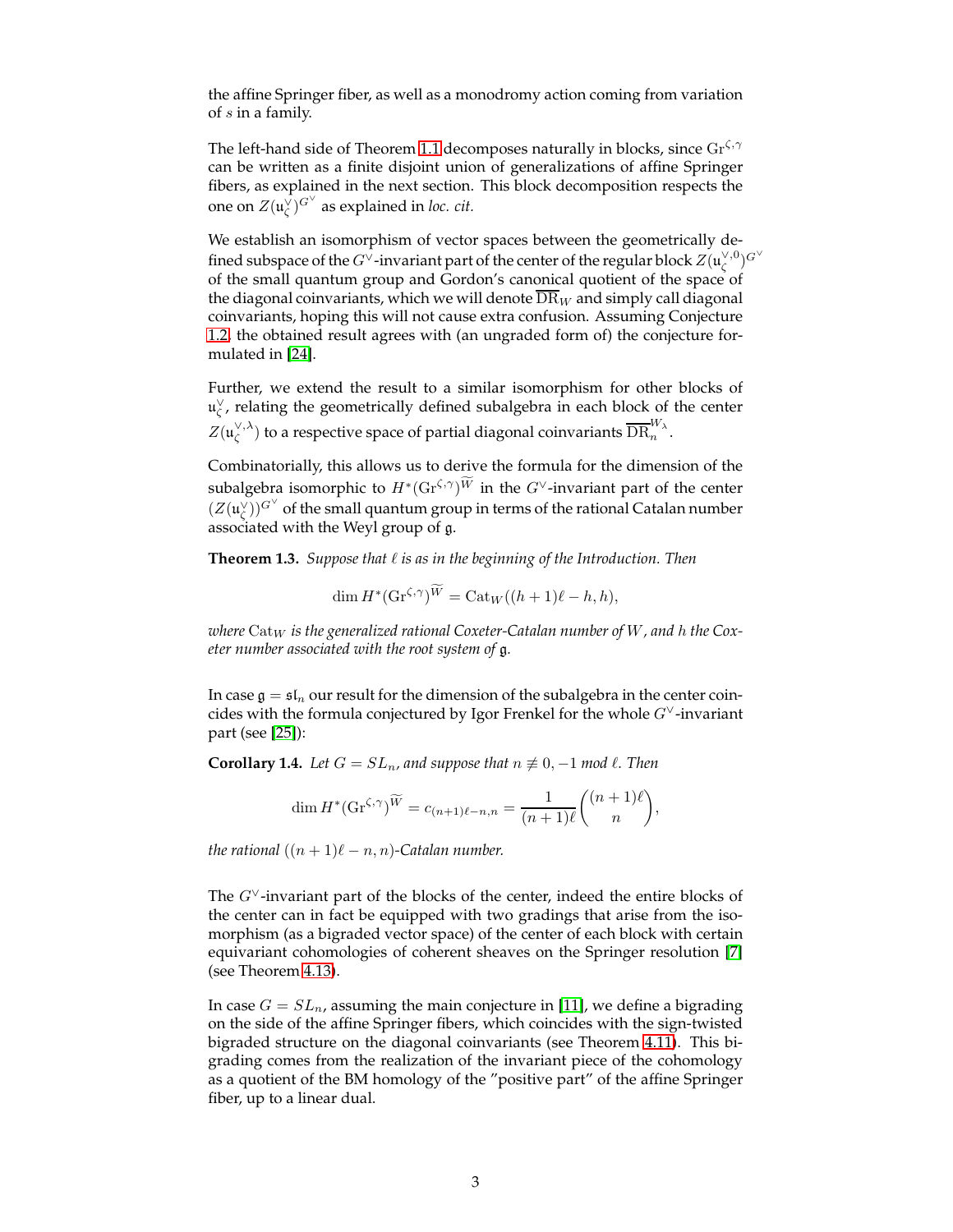the affine Springer fiber, as well as a monodromy action coming from variation of $s$ in a family.

The left-hand side of Theorem 1.1 decomposes naturally in blocks, since $\mathrm{Gr}^{\zeta,\gamma}$ can be written as a finite disjoint union of generalizations of affine Springer fibers, as explained in the next section. This block decomposition respects the one on $Z(\mathfrak{u}_\zeta^\vee)^{G^\vee}$ as explained in *loc. cit.*

We establish an isomorphism of vector spaces between the geometrically defined subspace of the $G^\vee$-invariant part of the center of the regular block $Z(\mathfrak{u}_\zeta^{\vee,0})^{G^\vee}$ of the small quantum group and Gordon's canonical quotient of the space of the diagonal coinvariants, which we will denote $\overline{\mathrm{DR}}_W$ and simply call diagonal coinvariants, hoping this will not cause extra confusion. Assuming Conjecture 1.2, the obtained result agrees with (an ungraded form of) the conjecture formulated in [24].

Further, we extend the result to a similar isomorphism for other blocks of $\mathfrak{u}_\zeta^\vee$, relating the geometrically defined subalgebra in each block of the center $Z(\mathfrak{u}_\zeta^{\vee,\lambda})$ to a respective space of partial diagonal coinvariants $\overline{\mathrm{DR}}_n^{W_\lambda}$.

Combinatorially, this allows us to derive the formula for the dimension of the subalgebra isomorphic to $H^*(\mathrm{Gr}^{\zeta,\gamma})^{\widetilde{W}}$ in the $G^\vee$-invariant part of the center $(Z(\mathfrak{u}_\zeta^\vee))^{G^\vee}$ of the small quantum group in terms of the rational Catalan number associated with the Weyl group of $\mathfrak{g}$.

**Theorem 1.3.** *Suppose that $\ell$ is as in the beginning of the Introduction. Then*

$$\dim H^*(\mathrm{Gr}^{\zeta,\gamma})^{\widetilde{W}} = \mathrm{Cat}_W((h+1)\ell - h, h),$$

*where $\mathrm{Cat}_W$ is the generalized rational Coxeter-Catalan number of $W$, and $h$ the Coxeter number associated with the root system of $\mathfrak{g}$.*

In case $\mathfrak{g} = \mathfrak{sl}_n$ our result for the dimension of the subalgebra in the center coincides with the formula conjectured by Igor Frenkel for the whole $G^\vee$-invariant part (see [25]):

**Corollary 1.4.** *Let $G = SL_n$, and suppose that $n \not\equiv 0, -1 \bmod \ell$. Then*

$$\dim H^*(\mathrm{Gr}^{\zeta,\gamma})^{\widetilde{W}} = c_{(n+1)\ell - n, n} = \frac{1}{(n+1)\ell}\binom{(n+1)\ell}{n},$$

*the rational $((n+1)\ell - n, n)$-Catalan number.*

The $G^\vee$-invariant part of the blocks of the center, indeed the entire blocks of the center can in fact be equipped with two gradings that arise from the isomorphism (as a bigraded vector space) of the center of each block with certain equivariant cohomologies of coherent sheaves on the Springer resolution [7] (see Theorem 4.13).

In case $G = SL_n$, assuming the main conjecture in [11], we define a bigrading on the side of the affine Springer fibers, which coincides with the sign-twisted bigraded structure on the diagonal coinvariants (see Theorem 4.11). This bigrading comes from the realization of the invariant piece of the cohomology as a quotient of the BM homology of the "positive part" of the affine Springer fiber, up to a linear dual.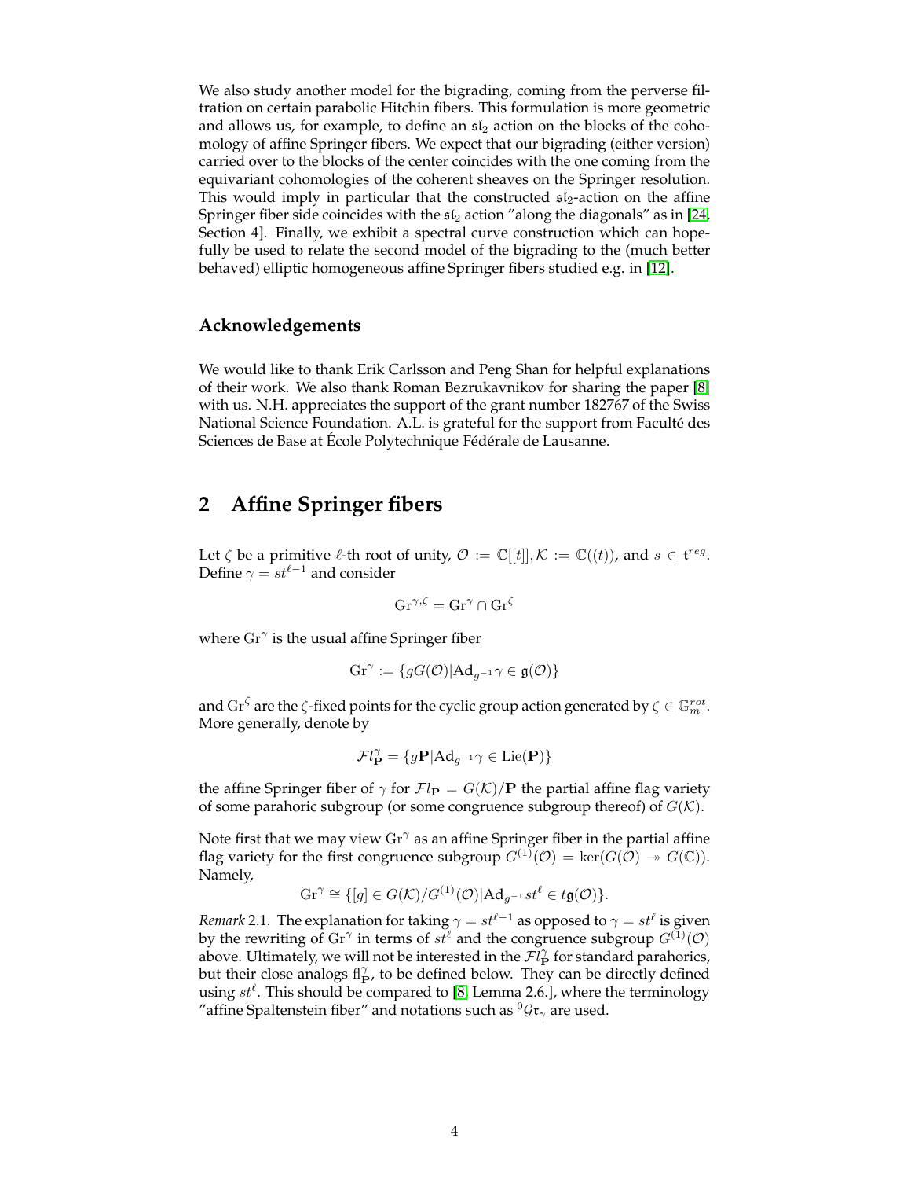We also study another model for the bigrading, coming from the perverse filtration on certain parabolic Hitchin fibers. This formulation is more geometric and allows us, for example, to define an $\mathfrak{sl}_2$ action on the blocks of the cohomology of affine Springer fibers. We expect that our bigrading (either version) carried over to the blocks of the center coincides with the one coming from the equivariant cohomologies of the coherent sheaves on the Springer resolution. This would imply in particular that the constructed $\mathfrak{sl}_2$-action on the affine Springer fiber side coincides with the $\mathfrak{sl}_2$ action "along the diagonals" as in [24, Section 4]. Finally, we exhibit a spectral curve construction which can hopefully be used to relate the second model of the bigrading to the (much better behaved) elliptic homogeneous affine Springer fibers studied e.g. in [12].

### Acknowledgements

We would like to thank Erik Carlsson and Peng Shan for helpful explanations of their work. We also thank Roman Bezrukavnikov for sharing the paper [8] with us. N.H. appreciates the support of the grant number 182767 of the Swiss National Science Foundation. A.L. is grateful for the support from Faculté des Sciences de Base at École Polytechnique Fédérale de Lausanne.

## 2 Affine Springer fibers

Let $\zeta$ be a primitive $\ell$-th root of unity, $\mathcal{O} := \mathbb{C}[[t]], \mathcal{K} := \mathbb{C}((t))$, and $s \in \mathfrak{t}^{reg}$. Define $\gamma = st^{\ell-1}$ and consider

$$\mathrm{Gr}^{\gamma,\zeta} = \mathrm{Gr}^{\gamma} \cap \mathrm{Gr}^{\zeta}$$

where $\mathrm{Gr}^{\gamma}$ is the usual affine Springer fiber

$$\mathrm{Gr}^{\gamma} := \{gG(\mathcal{O}) | \mathrm{Ad}_{g^{-1}}\gamma \in \mathfrak{g}(\mathcal{O})\}$$

and $\mathrm{Gr}^{\zeta}$ are the $\zeta$-fixed points for the cyclic group action generated by $\zeta \in \mathbb{G}_m^{rot}$. More generally, denote by

$$\mathcal{F}l_{\mathbf{P}}^{\gamma} = \{g\mathbf{P} | \mathrm{Ad}_{g^{-1}}\gamma \in \mathrm{Lie}(\mathbf{P})\}$$

the affine Springer fiber of $\gamma$ for $\mathcal{F}l_{\mathbf{P}} = G(\mathcal{K})/\mathbf{P}$ the partial affine flag variety of some parahoric subgroup (or some congruence subgroup thereof) of $G(\mathcal{K})$.

Note first that we may view $\mathrm{Gr}^{\gamma}$ as an affine Springer fiber in the partial affine flag variety for the first congruence subgroup $G^{(1)}(\mathcal{O}) = \ker(G(\mathcal{O}) \twoheadrightarrow G(\mathbb{C}))$. Namely,

$$\mathrm{Gr}^{\gamma} \cong \{[g] \in G(\mathcal{K})/G^{(1)}(\mathcal{O}) | \mathrm{Ad}_{g^{-1}} st^{\ell} \in t\mathfrak{g}(\mathcal{O})\}.$$

*Remark* 2.1. The explanation for taking $\gamma = st^{\ell-1}$ as opposed to $\gamma = st^{\ell}$ is given by the rewriting of $\mathrm{Gr}^{\gamma}$ in terms of $st^{\ell}$ and the congruence subgroup $G^{(1)}(\mathcal{O})$ above. Ultimately, we will not be interested in the $\mathcal{F}l_{\mathbf{P}}^{\gamma}$ for standard parahorics, but their close analogs $\mathrm{fl}_{\mathbf{P}}^{\gamma}$, to be defined below. They can be directly defined using $st^{\ell}$. This should be compared to [8, Lemma 2.6.], where the terminology "affine Spaltenstein fiber" and notations such as ${}^{0}\mathcal{G}\mathfrak{r}_{\gamma}$ are used.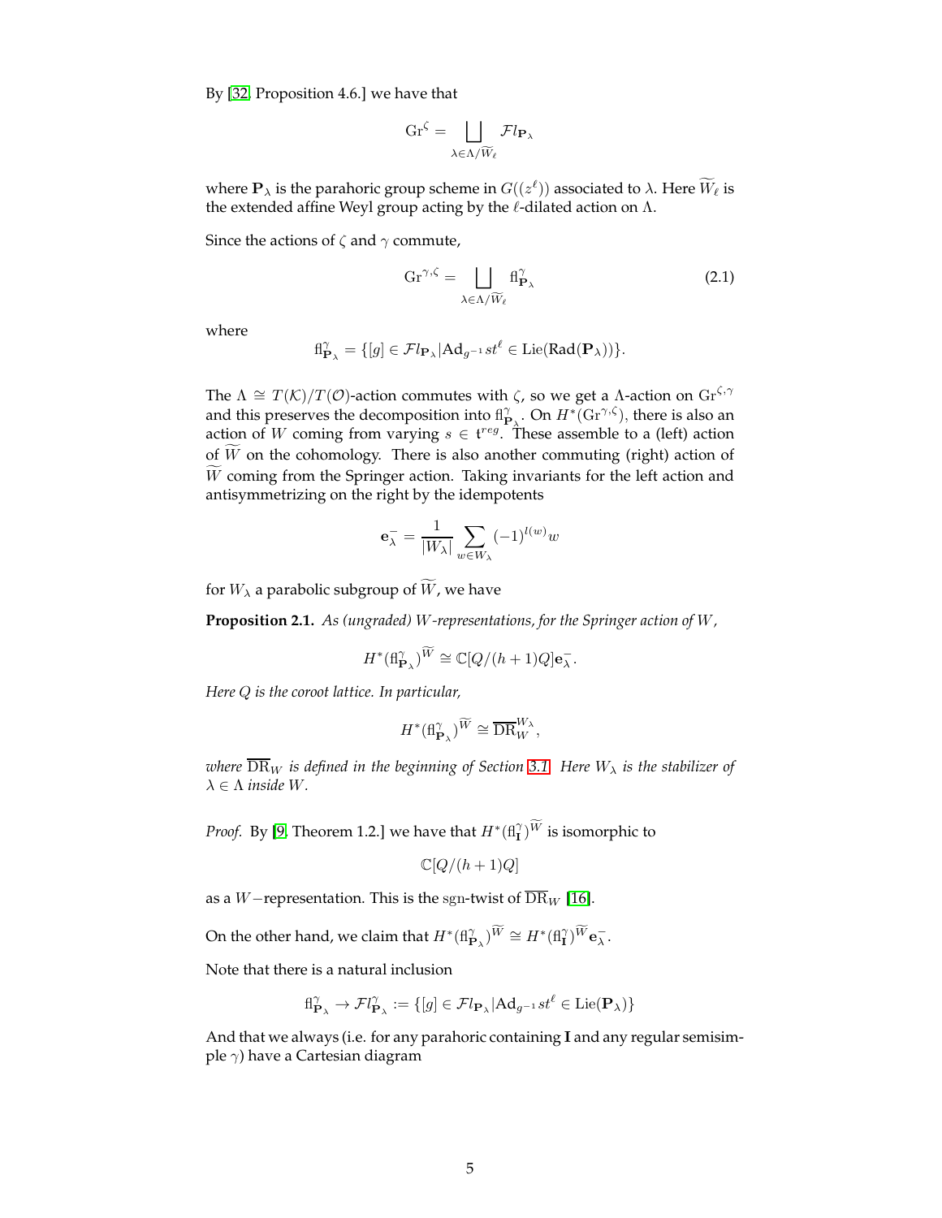By [32, Proposition 4.6.] we have that

$$\mathrm{Gr}^{\zeta} = \bigsqcup_{\lambda \in \Lambda/\widetilde{W}_\ell} \mathcal{F}l_{\mathbf{P}_\lambda}$$

where $\mathbf{P}_\lambda$ is the parahoric group scheme in $G((z^\ell))$ associated to $\lambda$. Here $\widetilde{W}_\ell$ is the extended affine Weyl group acting by the $\ell$-dilated action on $\Lambda$.

Since the actions of $\zeta$ and $\gamma$ commute,

$$\mathrm{Gr}^{\gamma,\zeta} = \bigsqcup_{\lambda \in \Lambda/\widetilde{W}_\ell} \mathrm{fl}^{\gamma}_{\mathbf{P}_\lambda} \tag{2.1}$$

where

$$\mathrm{fl}^{\gamma}_{\mathbf{P}_\lambda} = \{[g] \in \mathcal{F}l_{\mathbf{P}_\lambda} | \mathrm{Ad}_{g^{-1}} st^\ell \in \mathrm{Lie}(\mathrm{Rad}(\mathbf{P}_\lambda))\}.$$

The $\Lambda \cong T(\mathcal{K})/T(\mathcal{O})$-action commutes with $\zeta$, so we get a $\Lambda$-action on $\mathrm{Gr}^{\zeta,\gamma}$ and this preserves the decomposition into $\mathrm{fl}^{\gamma}_{\mathbf{P}_\lambda}$. On $H^*(\mathrm{Gr}^{\gamma,\zeta})$, there is also an action of $W$ coming from varying $s \in \mathfrak{t}^{reg}$. These assemble to a (left) action of $\widetilde{W}$ on the cohomology. There is also another commuting (right) action of $\widetilde{W}$ coming from the Springer action. Taking invariants for the left action and antisymmetrizing on the right by the idempotents

$$\mathbf{e}^{-}_{\lambda} = \frac{1}{|W_\lambda|} \sum_{w \in W_\lambda} (-1)^{l(w)} w$$

for $W_\lambda$ a parabolic subgroup of $\widetilde{W}$, we have

**Proposition 2.1.** *As (ungraded) $W$-representations, for the Springer action of $W$,*

$$H^*(\mathrm{fl}^{\gamma}_{\mathbf{P}_\lambda})^{\widetilde{W}} \cong \mathbb{C}[Q/(h+1)Q]\mathbf{e}^{-}_{\lambda}.$$

*Here $Q$ is the coroot lattice. In particular,*

$$H^*(\mathrm{fl}^{\gamma}_{\mathbf{P}_\lambda})^{\widetilde{W}} \cong \overline{\mathrm{DR}}_W^{W_\lambda},$$

*where $\overline{\mathrm{DR}}_W$ is defined in the beginning of Section 3.1. Here $W_\lambda$ is the stabilizer of $\lambda \in \Lambda$ inside $W$.*

*Proof.* By [9, Theorem 1.2.] we have that $H^*(\mathrm{fl}^{\gamma}_{\mathbf{I}})^{\widetilde{W}}$ is isomorphic to

$$\mathbb{C}[Q/(h+1)Q]$$

as a $W-$representation. This is the sgn-twist of $\overline{\mathrm{DR}}_W$ [16].

On the other hand, we claim that $H^*(\mathrm{fl}^{\gamma}_{\mathbf{P}_\lambda})^{\widetilde{W}} \cong H^*(\mathrm{fl}^{\gamma}_{\mathbf{I}})^{\widetilde{W}}\mathbf{e}^{-}_{\lambda}$.

Note that there is a natural inclusion

$$\mathrm{fl}^{\gamma}_{\mathbf{P}_\lambda} \to \mathcal{F}l^{\gamma}_{\mathbf{P}_\lambda} := \{[g] \in \mathcal{F}l_{\mathbf{P}_\lambda} | \mathrm{Ad}_{g^{-1}} st^\ell \in \mathrm{Lie}(\mathbf{P}_\lambda)\}$$

And that we always (i.e. for any parahoric containing $\mathbf{I}$ and any regular semisimple $\gamma$) have a Cartesian diagram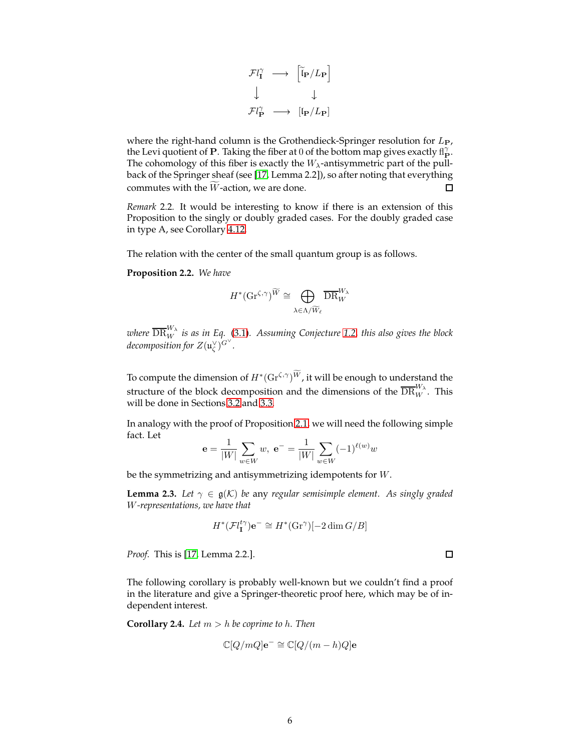$$
\begin{array}{ccc}
\mathcal{F}l_{\mathbf{I}}^{\gamma} & \longrightarrow & \left[\widetilde{\mathfrak{l}}_{\mathbf{P}}/L_{\mathbf{P}}\right] \\
\downarrow & & \downarrow \\
\mathcal{F}l_{\mathbf{P}}^{\gamma} & \longrightarrow & [\mathfrak{l}_{\mathbf{P}}/L_{\mathbf{P}}]
\end{array}
$$

where the right-hand column is the Grothendieck-Springer resolution for $L_{\mathbf{P}}$, the Levi quotient of $\mathbf{P}$. Taking the fiber at 0 of the bottom map gives exactly $\mathrm{fl}_{\mathbf{P}}^{\gamma}$. The cohomology of this fiber is exactly the $W_\lambda$-antisymmetric part of the pullback of the Springer sheaf (see [17, Lemma 2.2]), so after noting that everything commutes with the $\widetilde{W}$-action, we are done. ☐

*Remark* 2.2. It would be interesting to know if there is an extension of this Proposition to the singly or doubly graded cases. For the doubly graded case in type A, see Corollary 4.12.

The relation with the center of the small quantum group is as follows.

**Proposition 2.2.** *We have*

$$
H^*(\mathrm{Gr}^{\zeta,\gamma})^{\widetilde{W}} \cong \bigoplus_{\lambda\in\Lambda/\widetilde{W}_\ell} \overline{\mathrm{DR}}_W^{W_\lambda}
$$

*where* $\overline{\mathrm{DR}}_W^{W_\lambda}$ *is as in Eq. (3.1). Assuming Conjecture 1.2, this also gives the block decomposition for* $Z(\mathfrak{u}_\zeta^\vee)^{G^\vee}$.

To compute the dimension of $H^*(\mathrm{Gr}^{\zeta,\gamma})^{\widetilde{W}}$, it will be enough to understand the structure of the block decomposition and the dimensions of the $\overline{\mathrm{DR}}_W^{W_\lambda}$. This will be done in Sections 3.2 and 3.3.

In analogy with the proof of Proposition 2.1, we will need the following simple fact. Let

$$
\mathbf{e} = \frac{1}{|W|}\sum_{w\in W} w,\ \ \mathbf{e}^- = \frac{1}{|W|}\sum_{w\in W}(-1)^{\ell(w)}w
$$

be the symmetrizing and antisymmetrizing idempotents for $W$.

**Lemma 2.3.** *Let* $\gamma \in \mathfrak{g}(\mathcal{K})$ *be* any *regular semisimple element. As singly graded* $W$*-representations, we have that*

$$
H^*(\mathcal{F}l_{\mathbf{I}}^{t\gamma})\mathbf{e}^- \cong H^*(\mathrm{Gr}^{\gamma})[-2\dim G/B]
$$

*Proof.* This is [17, Lemma 2.2.]. ☐

The following corollary is probably well-known but we couldn't find a proof in the literature and give a Springer-theoretic proof here, which may be of independent interest.

**Corollary 2.4.** *Let* $m > h$ *be coprime to* $h$*. Then*

$$
\mathbb{C}[Q/mQ]\mathbf{e}^- \cong \mathbb{C}[Q/(m-h)Q]\mathbf{e}
$$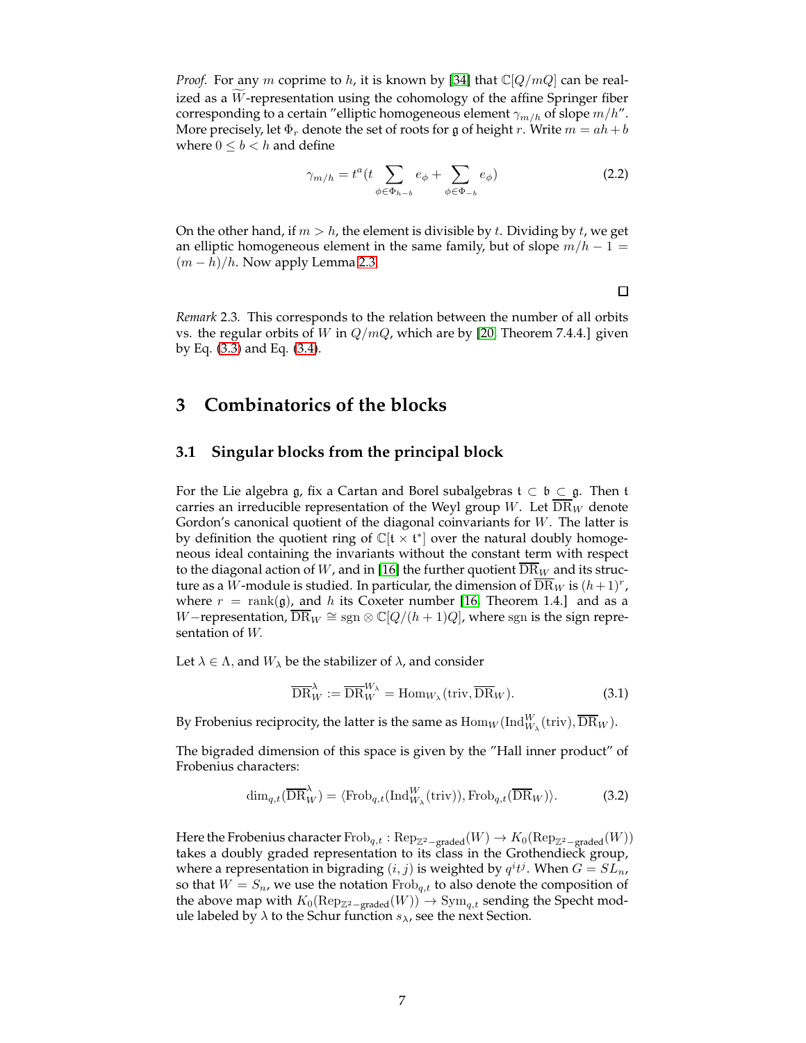*Proof.* For any $m$ coprime to $h$, it is known by [34] that $\mathbb{C}[Q/mQ]$ can be realized as a $\widetilde{W}$-representation using the cohomology of the affine Springer fiber corresponding to a certain "elliptic homogeneous element $\gamma_{m/h}$ of slope $m/h$". More precisely, let $\Phi_r$ denote the set of roots for $\mathfrak{g}$ of height $r$. Write $m = ah + b$ where $0 \leq b < h$ and define

$$\gamma_{m/h} = t^a(t \sum_{\phi \in \Phi_{h-b}} e_\phi + \sum_{\phi \in \Phi_{-b}} e_\phi) \tag{2.2}$$

On the other hand, if $m > h$, the element is divisible by $t$. Dividing by $t$, we get an elliptic homogeneous element in the same family, but of slope $m/h - 1 = (m-h)/h$. Now apply Lemma 2.3.

□

*Remark* 2.3. This corresponds to the relation between the number of all orbits vs. the regular orbits of $W$ in $Q/mQ$, which are by [20, Theorem 7.4.4.] given by Eq. (3.3) and Eq. (3.4).

# 3 Combinatorics of the blocks

## 3.1 Singular blocks from the principal block

For the Lie algebra $\mathfrak{g}$, fix a Cartan and Borel subalgebras $\mathfrak{t} \subset \mathfrak{b} \subset \mathfrak{g}$. Then $\mathfrak{t}$ carries an irreducible representation of the Weyl group $W$. Let $\overline{\mathrm{DR}}_W$ denote Gordon's canonical quotient of the diagonal coinvariants for $W$. The latter is by definition the quotient ring of $\mathbb{C}[\mathfrak{t} \times \mathfrak{t}^*]$ over the natural doubly homogeneous ideal containing the invariants without the constant term with respect to the diagonal action of $W$, and in [16] the further quotient $\overline{\mathrm{DR}}_W$ and its structure as a $W$-module is studied. In particular, the dimension of $\overline{\mathrm{DR}}_W$ is $(h+1)^r$, where $r = \mathrm{rank}(\mathfrak{g})$, and $h$ its Coxeter number [16, Theorem 1.4.] and as a $W-$representation, $\overline{\mathrm{DR}}_W \cong \mathrm{sgn} \otimes \mathbb{C}[Q/(h+1)Q]$, where sgn is the sign representation of $W$.

Let $\lambda \in \Lambda$, and $W_\lambda$ be the stabilizer of $\lambda$, and consider

$$\overline{\mathrm{DR}}_W^\lambda := \overline{\mathrm{DR}}_W^{W_\lambda} = \mathrm{Hom}_{W_\lambda}(\mathrm{triv}, \overline{\mathrm{DR}}_W). \tag{3.1}$$

By Frobenius reciprocity, the latter is the same as $\mathrm{Hom}_W(\mathrm{Ind}_{W_\lambda}^W(\mathrm{triv}), \overline{\mathrm{DR}}_W)$.

The bigraded dimension of this space is given by the "Hall inner product" of Frobenius characters:

$$\dim_{q,t}(\overline{\mathrm{DR}}_W^\lambda) = \langle \mathrm{Frob}_{q,t}(\mathrm{Ind}_{W_\lambda}^W(\mathrm{triv})), \mathrm{Frob}_{q,t}(\overline{\mathrm{DR}}_W) \rangle. \tag{3.2}$$

Here the Frobenius character $\mathrm{Frob}_{q,t} : \mathrm{Rep}_{\mathbb{Z}^2-\mathrm{graded}}(W) \to K_0(\mathrm{Rep}_{\mathbb{Z}^2-\mathrm{graded}}(W))$ takes a doubly graded representation to its class in the Grothendieck group, where a representation in bigrading $(i,j)$ is weighted by $q^i t^j$. When $G = SL_n$, so that $W = S_n$, we use the notation $\mathrm{Frob}_{q,t}$ to also denote the composition of the above map with $K_0(\mathrm{Rep}_{\mathbb{Z}^2-\mathrm{graded}}(W)) \to \mathrm{Sym}_{q,t}$ sending the Specht module labeled by $\lambda$ to the Schur function $s_\lambda$, see the next Section.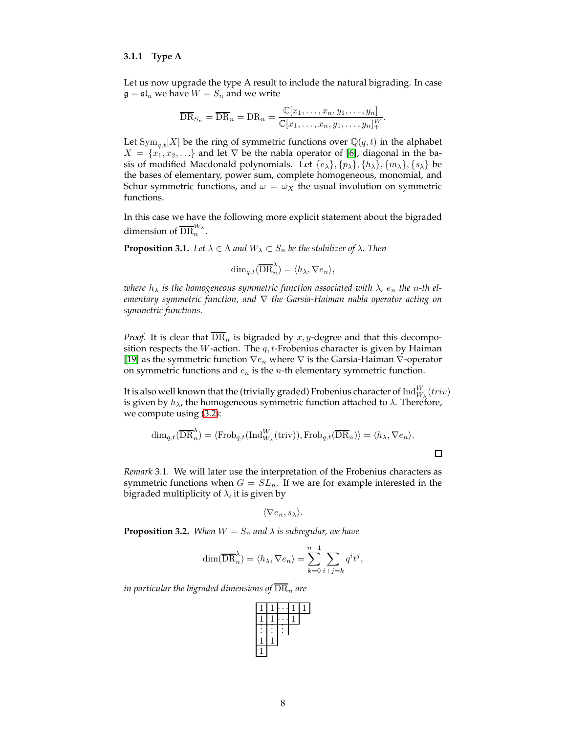### 3.1.1 Type A

Let us now upgrade the type A result to include the natural bigrading. In case $\mathfrak{g} = \mathfrak{sl}_n$ we have $W = S_n$ and we write

$$\overline{\mathrm{DR}}_{S_n} = \overline{\mathrm{DR}}_n = \mathrm{DR}_n = \frac{\mathbb{C}[x_1, \ldots, x_n, y_1, \ldots, y_n]}{\mathbb{C}[x_1, \ldots, x_n, y_1, \ldots, y_n]_+^W}.$$

Let $\mathrm{Sym}_{q,t}[X]$ be the ring of symmetric functions over $\mathbb{Q}(q,t)$ in the alphabet $X = \{x_1, x_2, \ldots\}$ and let $\nabla$ be the nabla operator of [6], diagonal in the basis of modified Macdonald polynomials. Let $\{e_\lambda\}, \{p_\lambda\}, \{h_\lambda\}, \{m_\lambda\}, \{s_\lambda\}$ be the bases of elementary, power sum, complete homogeneous, monomial, and Schur symmetric functions, and $\omega = \omega_X$ the usual involution on symmetric functions.

In this case we have the following more explicit statement about the bigraded dimension of $\overline{\mathrm{DR}}_n^{W_\lambda}$.

**Proposition 3.1.** *Let $\lambda \in \Lambda$ and $W_\lambda \subset S_n$ be the stabilizer of $\lambda$. Then*

$$\dim_{q,t}(\overline{\mathrm{DR}}_n^\lambda) = \langle h_\lambda, \nabla e_n \rangle,$$

*where $h_\lambda$ is the homogeneous symmetric function associated with $\lambda$, $e_n$ the $n$-th elementary symmetric function, and $\nabla$ the Garsia-Haiman nabla operator acting on symmetric functions.*

*Proof.* It is clear that $\overline{\mathrm{DR}}_n$ is bigraded by $x, y$-degree and that this decomposition respects the $W$-action. The $q,t$-Frobenius character is given by Haiman [19] as the symmetric function $\nabla e_n$ where $\nabla$ is the Garsia-Haiman $\nabla$-operator on symmetric functions and $e_n$ is the $n$-th elementary symmetric function.

It is also well known that the (trivially graded) Frobenius character of $\mathrm{Ind}_{W_\lambda}^W(triv)$ is given by $h_\lambda$, the homogeneous symmetric function attached to $\lambda$. Therefore, we compute using (3.2):

$$\dim_{q,t}(\overline{\mathrm{DR}}_n^\lambda) = \langle \mathrm{Frob}_{q,t}(\mathrm{Ind}_{W_\lambda}^W(\mathrm{triv})), \mathrm{Frob}_{q,t}(\overline{\mathrm{DR}}_n) \rangle = \langle h_\lambda, \nabla e_n \rangle.$$

□

*Remark* 3.1. We will later use the interpretation of the Frobenius characters as symmetric functions when $G = SL_n$. If we are for example interested in the bigraded multiplicity of $\lambda$, it is given by

$$\langle \nabla e_n, s_\lambda \rangle.$$

**Proposition 3.2.** *When $W = S_n$ and $\lambda$ is subregular, we have*

$$\dim(\overline{\mathrm{DR}}_n^\lambda) = \langle h_\lambda, \nabla e_n \rangle = \sum_{k=0}^{n-1} \sum_{i+j=k} q^i t^j,$$

*in particular the bigraded dimensions of $\overline{\mathrm{DR}}_n$ are*

| 1 | 1 | ⋯ | 1 | 1 |
|---|---|---|---|---|
| 1 | 1 | ⋯ | 1 | |
| ⋮ | ⋮ | ⋮ | | |
| 1 | 1 | | | |
| 1 | | | | |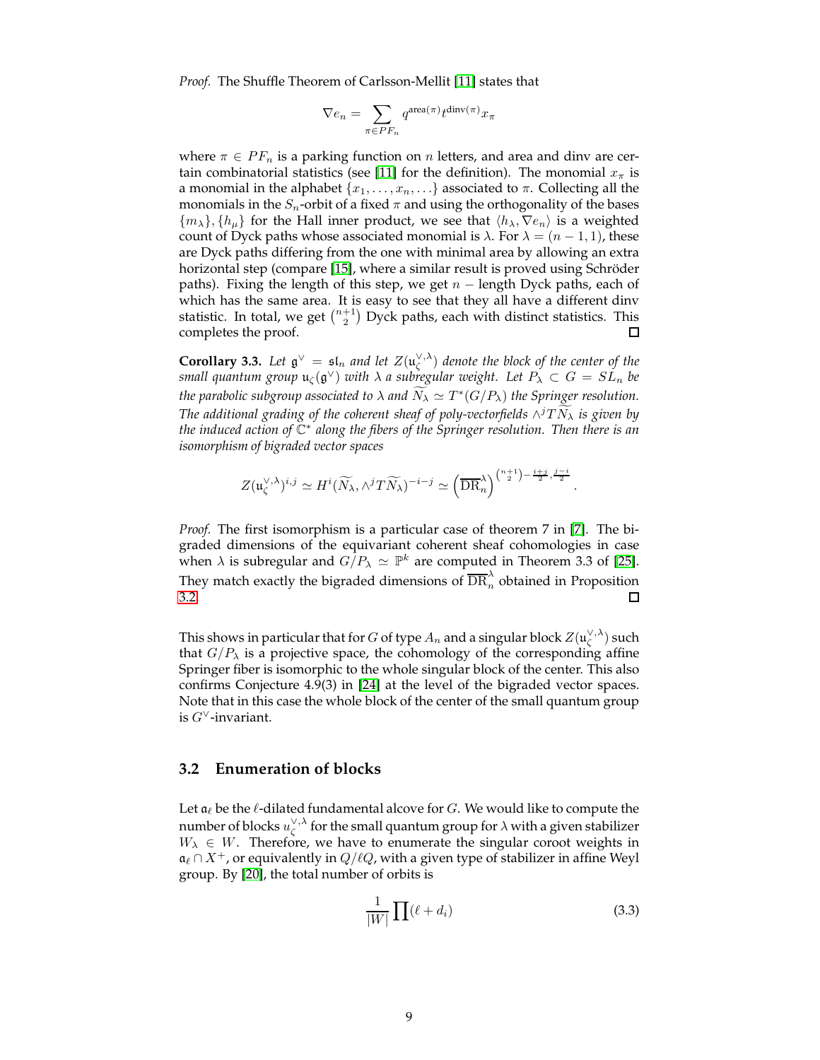*Proof.* The Shuffle Theorem of Carlsson-Mellit [11] states that

$$\nabla e_n = \sum_{\pi \in PF_n} q^{\mathrm{area}(\pi)} t^{\mathrm{dinv}(\pi)} x_\pi$$

where $\pi \in PF_n$ is a parking function on $n$ letters, and area and dinv are certain combinatorial statistics (see [11] for the definition). The monomial $x_\pi$ is a monomial in the alphabet $\{x_1, \ldots, x_n, \ldots\}$ associated to $\pi$. Collecting all the monomials in the $S_n$-orbit of a fixed $\pi$ and using the orthogonality of the bases $\{m_\lambda\}, \{h_\mu\}$ for the Hall inner product, we see that $\langle h_\lambda, \nabla e_n \rangle$ is a weighted count of Dyck paths whose associated monomial is $\lambda$. For $\lambda = (n-1, 1)$, these are Dyck paths differing from the one with minimal area by allowing an extra horizontal step (compare [15], where a similar result is proved using Schröder paths). Fixing the length of this step, we get $n$ – length Dyck paths, each of which has the same area. It is easy to see that they all have a different dinv statistic. In total, we get $\binom{n+1}{2}$ Dyck paths, each with distinct statistics. This completes the proof. $\square$

**Corollary 3.3.** *Let $\mathfrak{g}^\vee = \mathfrak{sl}_n$ and let $Z(\mathfrak{u}_\zeta^{\vee,\lambda})$ denote the block of the center of the small quantum group $\mathfrak{u}_\zeta(\mathfrak{g}^\vee)$ with $\lambda$ a subregular weight. Let $P_\lambda \subset G = SL_n$ be the parabolic subgroup associated to $\lambda$ and $\widetilde{N_\lambda} \simeq T^*(G/P_\lambda)$ the Springer resolution. The additional grading of the coherent sheaf of poly-vectorfields $\wedge^j T\widetilde{N_\lambda}$ is given by the induced action of $\mathbb{C}^*$ along the fibers of the Springer resolution. Then there is an isomorphism of bigraded vector spaces*

$$Z(\mathfrak{u}_\zeta^{\vee,\lambda})^{i,j} \simeq H^i(\widetilde{N_\lambda}, \wedge^j T\widetilde{N_\lambda})^{-i-j} \simeq \left(\overline{\mathrm{DR}}_n^\lambda\right)^{\binom{n+1}{2} - \frac{i+j}{2}, \frac{j-i}{2}}.$$

*Proof.* The first isomorphism is a particular case of theorem 7 in [7]. The bigraded dimensions of the equivariant coherent sheaf cohomologies in case when $\lambda$ is subregular and $G/P_\lambda \simeq \mathbb{P}^k$ are computed in Theorem 3.3 of [25]. They match exactly the bigraded dimensions of $\overline{\mathrm{DR}}_n^\lambda$ obtained in Proposition 3.2. $\square$

This shows in particular that for $G$ of type $A_n$ and a singular block $Z(\mathfrak{u}_\zeta^{\vee,\lambda})$ such that $G/P_\lambda$ is a projective space, the cohomology of the corresponding affine Springer fiber is isomorphic to the whole singular block of the center. This also confirms Conjecture 4.9(3) in [24] at the level of the bigraded vector spaces. Note that in this case the whole block of the center of the small quantum group is $G^\vee$-invariant.

### 3.2 Enumeration of blocks

Let $\mathfrak{a}_\ell$ be the $\ell$-dilated fundamental alcove for $G$. We would like to compute the number of blocks $u_\zeta^{\vee,\lambda}$ for the small quantum group for $\lambda$ with a given stabilizer $W_\lambda \in W$. Therefore, we have to enumerate the singular coroot weights in $\mathfrak{a}_\ell \cap X^+$, or equivalently in $Q/\ell Q$, with a given type of stabilizer in affine Weyl group. By [20], the total number of orbits is

$$\frac{1}{|W|} \prod (\ell + d_i) \tag{3.3}$$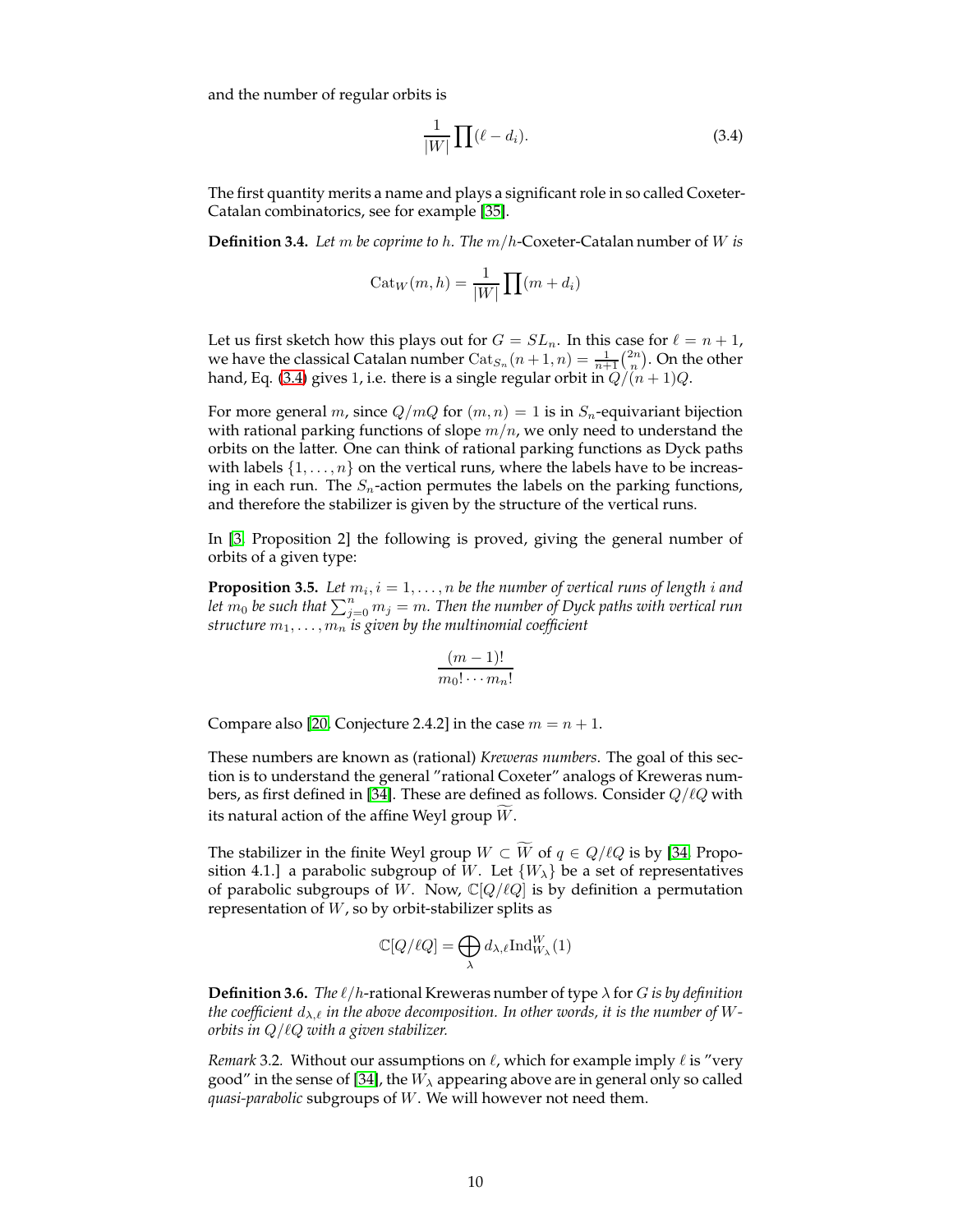and the number of regular orbits is

$$\frac{1}{|W|}\prod(\ell - d_i). \tag{3.4}$$

The first quantity merits a name and plays a significant role in so called Coxeter-Catalan combinatorics, see for example [35].

**Definition 3.4.** *Let $m$ be coprime to $h$. The $m/h$-*Coxeter-Catalan number of $W$ *is*

$$\mathrm{Cat}_W(m,h) = \frac{1}{|W|}\prod(m + d_i)$$

Let us first sketch how this plays out for $G = SL_n$. In this case for $\ell = n+1$, we have the classical Catalan number $\mathrm{Cat}_{S_n}(n+1,n) = \frac{1}{n+1}\binom{2n}{n}$. On the other hand, Eq. (3.4) gives 1, i.e. there is a single regular orbit in $Q/(n+1)Q$.

For more general $m$, since $Q/mQ$ for $(m,n) = 1$ is in $S_n$-equivariant bijection with rational parking functions of slope $m/n$, we only need to understand the orbits on the latter. One can think of rational parking functions as Dyck paths with labels $\{1,\ldots,n\}$ on the vertical runs, where the labels have to be increasing in each run. The $S_n$-action permutes the labels on the parking functions, and therefore the stabilizer is given by the structure of the vertical runs.

In [3, Proposition 2] the following is proved, giving the general number of orbits of a given type:

**Proposition 3.5.** *Let $m_i, i = 1,\ldots,n$ be the number of vertical runs of length $i$ and let $m_0$ be such that $\sum_{j=0}^{n} m_j = m$. Then the number of Dyck paths with vertical run structure $m_1,\ldots,m_n$ is given by the multinomial coefficient*

$$\frac{(m-1)!}{m_0!\cdots m_n!}$$

Compare also [20, Conjecture 2.4.2] in the case $m = n+1$.

These numbers are known as (rational) *Kreweras numbers*. The goal of this section is to understand the general "rational Coxeter" analogs of Kreweras numbers, as first defined in [34]. These are defined as follows. Consider $Q/\ell Q$ with its natural action of the affine Weyl group $\widetilde{W}$.

The stabilizer in the finite Weyl group $W \subset \widetilde{W}$ of $q \in Q/\ell Q$ is by [34, Proposition 4.1.] a parabolic subgroup of $W$. Let $\{W_\lambda\}$ be a set of representatives of parabolic subgroups of $W$. Now, $\mathbb{C}[Q/\ell Q]$ is by definition a permutation representation of $W$, so by orbit-stabilizer splits as

$$\mathbb{C}[Q/\ell Q] = \bigoplus_\lambda d_{\lambda,\ell}\mathrm{Ind}_{W_\lambda}^{W}(1)$$

**Definition 3.6.** *The* $\ell/h$-rational Kreweras number of type $\lambda$ for $G$ *is by definition the coefficient $d_{\lambda,\ell}$ in the above decomposition. In other words, it is the number of $W$-orbits in $Q/\ell Q$ with a given stabilizer.*

*Remark* 3.2. Without our assumptions on $\ell$, which for example imply $\ell$ is "very good" in the sense of [34], the $W_\lambda$ appearing above are in general only so called *quasi-parabolic* subgroups of $W$. We will however not need them.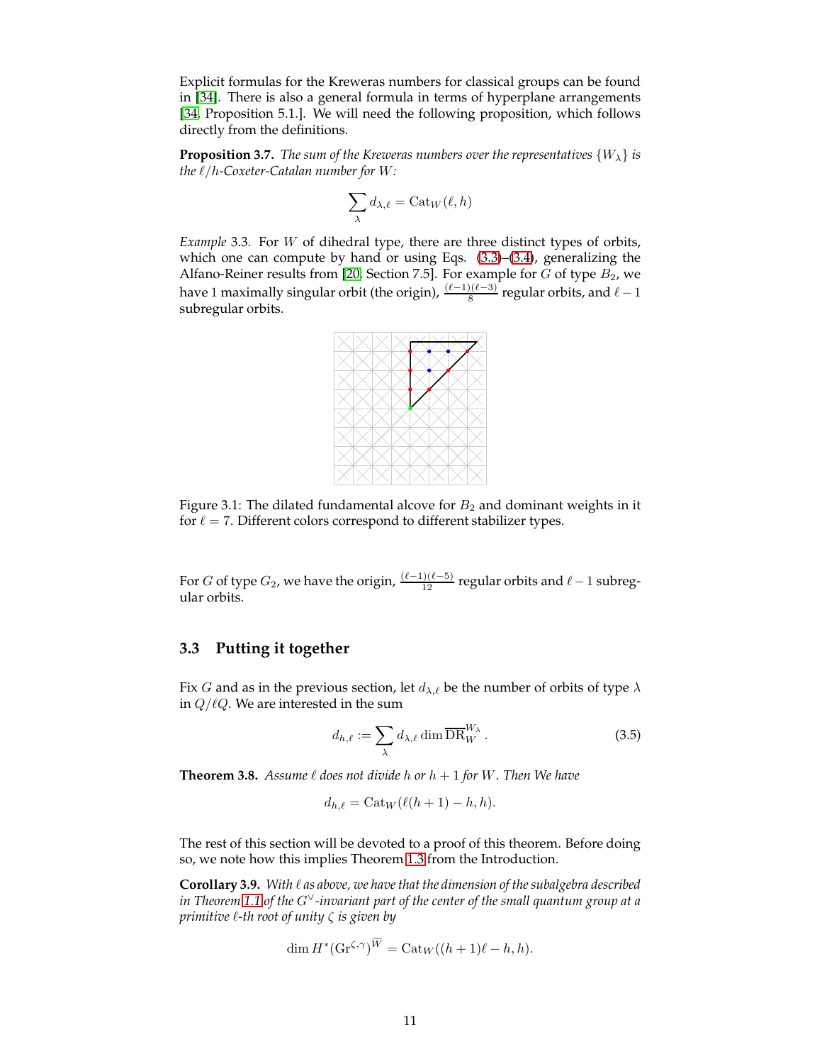Explicit formulas for the Kreweras numbers for classical groups can be found in [34]. There is also a general formula in terms of hyperplane arrangements [34, Proposition 5.1.]. We will need the following proposition, which follows directly from the definitions.

**Proposition 3.7.** *The sum of the Kreweras numbers over the representatives $\{W_\lambda\}$ is the $\ell/h$-Coxeter-Catalan number for $W$:*

$$\sum_{\lambda} d_{\lambda,\ell} = \mathrm{Cat}_W(\ell, h)$$

*Example* 3.3. For $W$ of dihedral type, there are three distinct types of orbits, which one can compute by hand or using Eqs. (3.3)–(3.4), generalizing the Alfano-Reiner results from [20, Section 7.5]. For example for $G$ of type $B_2$, we have 1 maximally singular orbit (the origin), $\frac{(\ell-1)(\ell-3)}{8}$ regular orbits, and $\ell - 1$ subregular orbits.

Figure 3.1: The dilated fundamental alcove for $B_2$ and dominant weights in it for $\ell = 7$. Different colors correspond to different stabilizer types.

For $G$ of type $G_2$, we have the origin, $\frac{(\ell-1)(\ell-5)}{12}$ regular orbits and $\ell - 1$ subregular orbits.

## 3.3 Putting it together

Fix $G$ and as in the previous section, let $d_{\lambda,\ell}$ be the number of orbits of type $\lambda$ in $Q/\ell Q$. We are interested in the sum

$$d_{h,\ell} := \sum_{\lambda} d_{\lambda,\ell} \dim \overline{\mathrm{DR}}_W^{W_\lambda}. \tag{3.5}$$

**Theorem 3.8.** *Assume $\ell$ does not divide $h$ or $h+1$ for $W$. Then We have*

$$d_{h,\ell} = \mathrm{Cat}_W(\ell(h+1) - h, h).$$

The rest of this section will be devoted to a proof of this theorem. Before doing so, we note how this implies Theorem 1.3 from the Introduction.

**Corollary 3.9.** *With $\ell$ as above, we have that the dimension of the subalgebra described in Theorem 1.1 of the $G^\vee$-invariant part of the center of the small quantum group at a primitive $\ell$-th root of unity $\zeta$ is given by*

$$\dim H^*(\mathrm{Gr}^{\zeta,\gamma})^{\widetilde{W}} = \mathrm{Cat}_W((h+1)\ell - h, h).$$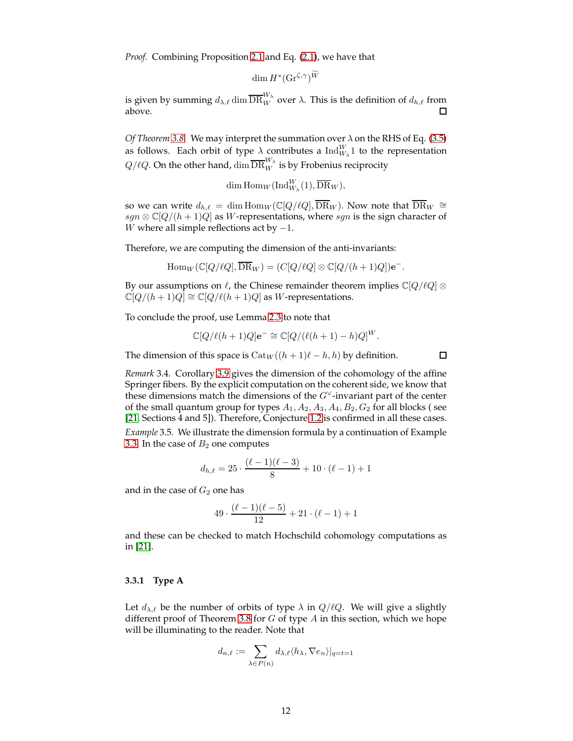*Proof.* Combining Proposition 2.1 and Eq. (2.1), we have that

$$\dim H^*(\mathrm{Gr}^{\zeta,\gamma})^{\widetilde{W}}$$

is given by summing $d_{\lambda,\ell} \dim \overline{\mathrm{DR}}_W^{W_\lambda}$ over $\lambda$. This is the definition of $d_{h,\ell}$ from above. □

*Of Theorem 3.8.* We may interpret the summation over $\lambda$ on the RHS of Eq. (3.5) as follows. Each orbit of type $\lambda$ contributes a $\mathrm{Ind}_{W_\lambda}^{W} 1$ to the representation $Q/\ell Q$. On the other hand, $\dim \overline{\mathrm{DR}}_W^{W_\lambda}$ is by Frobenius reciprocity

$$\dim \mathrm{Hom}_W(\mathrm{Ind}_{W_\lambda}^{W}(1), \overline{\mathrm{DR}}_W),$$

so we can write $d_{h,\ell} = \dim \mathrm{Hom}_W(\mathbb{C}[Q/\ell Q], \overline{\mathrm{DR}}_W)$. Now note that $\overline{\mathrm{DR}}_W \cong sgn \otimes \mathbb{C}[Q/(h+1)Q]$ as $W$-representations, where $sgn$ is the sign character of $W$ where all simple reflections act by $-1$.

Therefore, we are computing the dimension of the anti-invariants:

$$\mathrm{Hom}_W(\mathbb{C}[Q/\ell Q], \overline{\mathrm{DR}}_W) = (C[Q/\ell Q] \otimes \mathbb{C}[Q/(h+1)Q])\mathbf{e}^-.$$

By our assumptions on $\ell$, the Chinese remainder theorem implies $\mathbb{C}[Q/\ell Q] \otimes \mathbb{C}[Q/(h+1)Q] \cong \mathbb{C}[Q/\ell(h+1)Q]$ as $W$-representations.

To conclude the proof, use Lemma 2.3 to note that

$$\mathbb{C}[Q/\ell(h+1)Q]\mathbf{e}^- \cong \mathbb{C}[Q/(\ell(h+1)-h)Q]^W.$$

The dimension of this space is $\mathrm{Cat}_W((h+1)\ell - h, h)$ by definition. □

*Remark* 3.4. Corollary 3.9 gives the dimension of the cohomology of the affine Springer fibers. By the explicit computation on the coherent side, we know that these dimensions match the dimensions of the $G^\vee$-invariant part of the center of the small quantum group for types $A_1, A_2, A_3, A_4, B_2, G_2$ for all blocks ( see [21, Sections 4 and 5]). Therefore, Conjecture 1.2 is confirmed in all these cases.

*Example* 3.5. We illustrate the dimension formula by a continuation of Example 3.3. In the case of $B_2$ one computes

$$d_{h,\ell} = 25 \cdot \frac{(\ell-1)(\ell-3)}{8} + 10 \cdot (\ell - 1) + 1$$

and in the case of $G_2$ one has

$$49 \cdot \frac{(\ell-1)(\ell-5)}{12} + 21 \cdot (\ell-1) + 1$$

and these can be checked to match Hochschild cohomology computations as in [21].

#### 3.3.1 Type A

Let $d_{\lambda,\ell}$ be the number of orbits of type $\lambda$ in $Q/\ell Q$. We will give a slightly different proof of Theorem 3.8 for $G$ of type $A$ in this section, which we hope will be illuminating to the reader. Note that

$$d_{n,\ell} := \sum_{\lambda \in P(n)} d_{\lambda,\ell} \langle h_\lambda, \nabla e_n \rangle|_{q=t=1}$$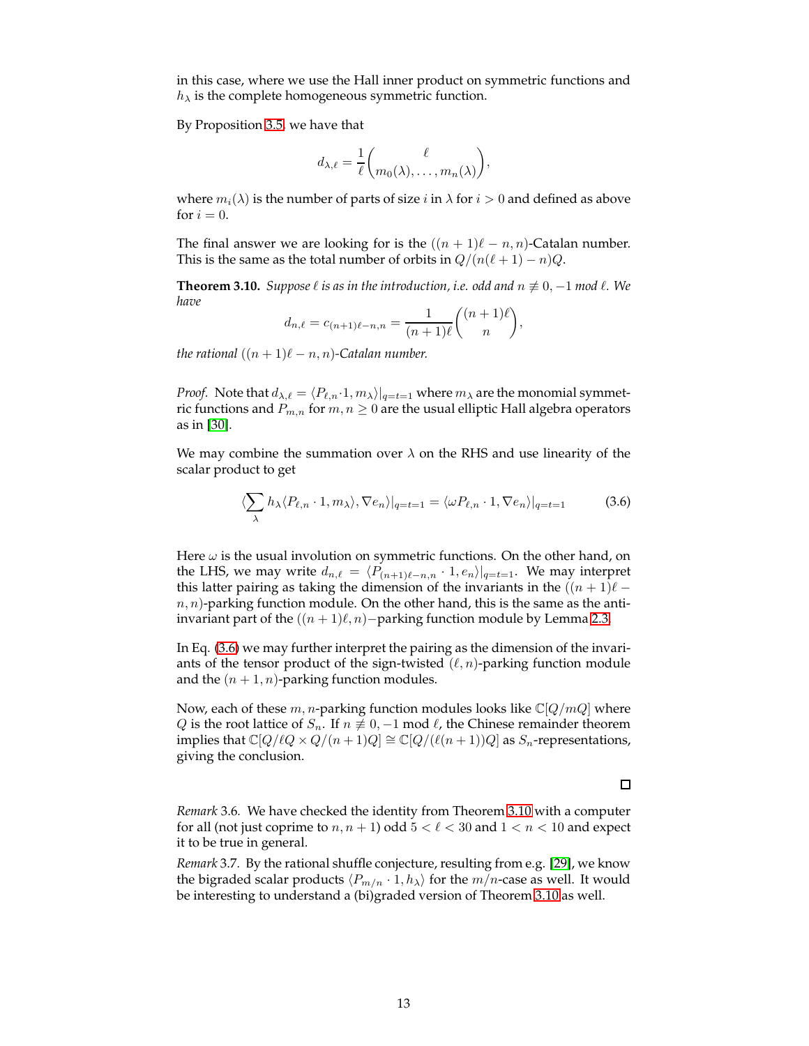in this case, where we use the Hall inner product on symmetric functions and $h_\lambda$ is the complete homogeneous symmetric function.

By Proposition 3.5, we have that

$$d_{\lambda,\ell} = \frac{1}{\ell}\binom{\ell}{m_0(\lambda), \ldots, m_n(\lambda)},$$

where $m_i(\lambda)$ is the number of parts of size $i$ in $\lambda$ for $i > 0$ and defined as above for $i = 0$.

The final answer we are looking for is the $((n+1)\ell - n, n)$-Catalan number. This is the same as the total number of orbits in $Q/(n(\ell+1) - n)Q$.

**Theorem 3.10.** *Suppose $\ell$ is as in the introduction, i.e. odd and $n \not\equiv 0, -1 \bmod \ell$. We have*

$$d_{n,\ell} = c_{(n+1)\ell - n, n} = \frac{1}{(n+1)\ell}\binom{(n+1)\ell}{n},$$

*the rational $((n+1)\ell - n, n)$-Catalan number.*

*Proof.* Note that $d_{\lambda,\ell} = \langle P_{\ell,n}\cdot 1, m_\lambda\rangle|_{q=t=1}$ where $m_\lambda$ are the monomial symmetric functions and $P_{m,n}$ for $m, n \geq 0$ are the usual elliptic Hall algebra operators as in [30].

We may combine the summation over $\lambda$ on the RHS and use linearity of the scalar product to get

$$\langle \sum_\lambda h_\lambda \langle P_{\ell,n}\cdot 1, m_\lambda\rangle, \nabla e_n\rangle|_{q=t=1} = \langle \omega P_{\ell,n}\cdot 1, \nabla e_n\rangle|_{q=t=1} \tag{3.6}$$

Here $\omega$ is the usual involution on symmetric functions. On the other hand, on the LHS, we may write $d_{n,\ell} = \langle P_{(n+1)\ell - n,n}\cdot 1, e_n\rangle|_{q=t=1}$. We may interpret this latter pairing as taking the dimension of the invariants in the $((n+1)\ell - n, n)$-parking function module. On the other hand, this is the same as the anti-invariant part of the $((n+1)\ell, n)-$parking function module by Lemma 2.3.

In Eq. (3.6) we may further interpret the pairing as the dimension of the invariants of the tensor product of the sign-twisted $(\ell, n)$-parking function module and the $(n+1, n)$-parking function modules.

Now, each of these $m, n$-parking function modules looks like $\mathbb{C}[Q/mQ]$ where $Q$ is the root lattice of $S_n$. If $n \not\equiv 0, -1 \bmod \ell$, the Chinese remainder theorem implies that $\mathbb{C}[Q/\ell Q \times Q/(n+1)Q] \cong \mathbb{C}[Q/(\ell(n+1))Q]$ as $S_n$-representations, giving the conclusion. □

*Remark* 3.6. We have checked the identity from Theorem 3.10 with a computer for all (not just coprime to $n, n+1$) odd $5 < \ell < 30$ and $1 < n < 10$ and expect it to be true in general.

*Remark* 3.7. By the rational shuffle conjecture, resulting from e.g. [29], we know the bigraded scalar products $\langle P_{m/n}\cdot 1, h_\lambda\rangle$ for the $m/n$-case as well. It would be interesting to understand a (bi)graded version of Theorem 3.10 as well.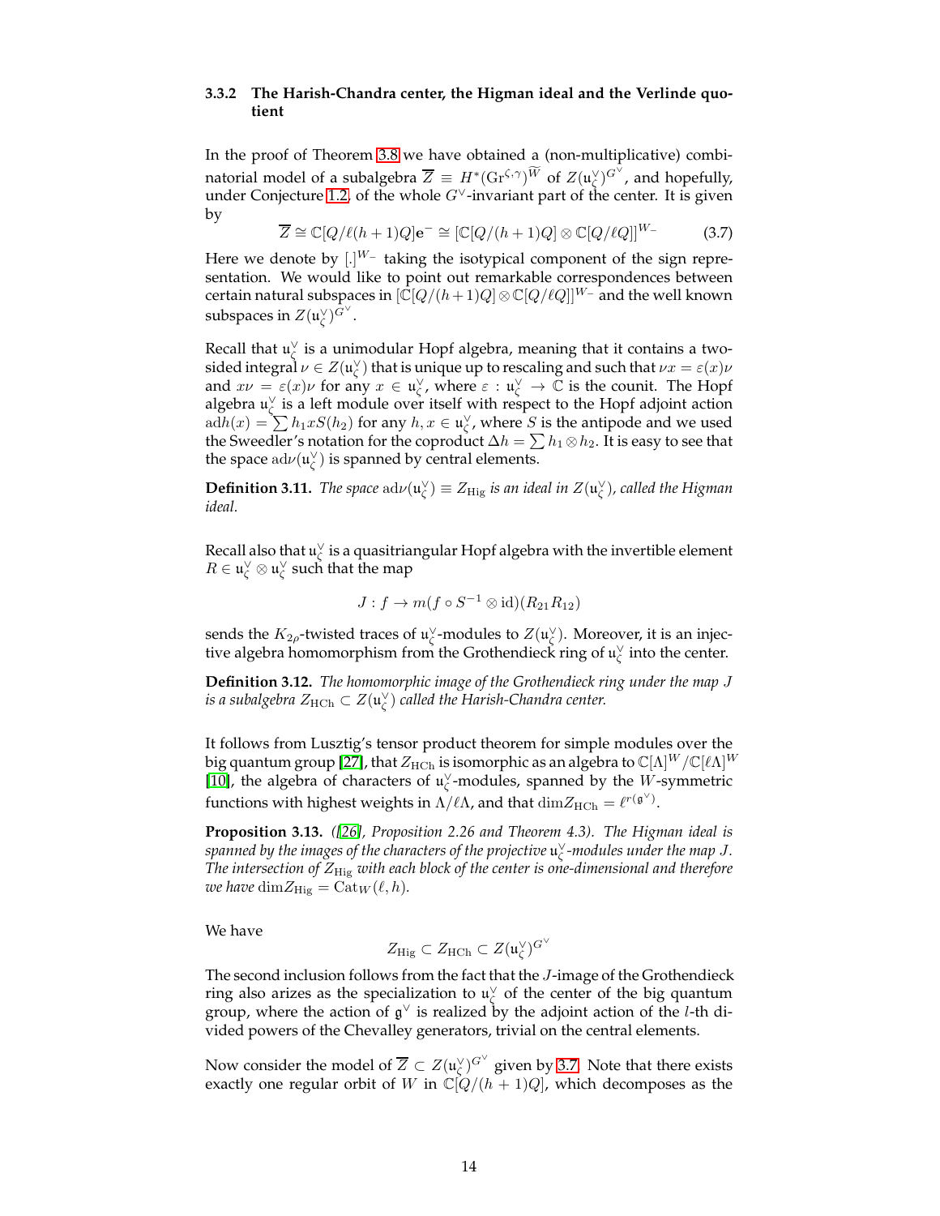### 3.3.2 The Harish-Chandra center, the Higman ideal and the Verlinde quotient

In the proof of Theorem 3.8 we have obtained a (non-multiplicative) combinatorial model of a subalgebra $\overline{Z} \equiv H^*(\mathrm{Gr}^{\zeta,\gamma})^{\widetilde{W}}$ of $Z(\mathfrak{u}_\zeta^\vee)^{G^\vee}$, and hopefully, under Conjecture 1.2, of the whole $G^\vee$-invariant part of the center. It is given by

$$\overline{Z} \cong \mathbb{C}[Q/\ell(h+1)Q]\mathrm{e}^- \cong [\mathbb{C}[Q/(h+1)Q] \otimes \mathbb{C}[Q/\ell Q]]^{W_-} \tag{3.7}$$

Here we denote by $[.]^{W_-}$ taking the isotypical component of the sign representation. We would like to point out remarkable correspondences between certain natural subspaces in $[\mathbb{C}[Q/(h+1)Q]\otimes\mathbb{C}[Q/\ell Q]]^{W_-}$ and the well known subspaces in $Z(\mathfrak{u}_\zeta^\vee)^{G^\vee}$.

Recall that $\mathfrak{u}_\zeta^\vee$ is a unimodular Hopf algebra, meaning that it contains a two-sided integral $\nu \in Z(\mathfrak{u}_\zeta^\vee)$ that is unique up to rescaling and such that $\nu x = \varepsilon(x)\nu$ and $x\nu = \varepsilon(x)\nu$ for any $x \in \mathfrak{u}_\zeta^\vee$, where $\varepsilon : \mathfrak{u}_\zeta^\vee \to \mathbb{C}$ is the counit. The Hopf algebra $\mathfrak{u}_\zeta^\vee$ is a left module over itself with respect to the Hopf adjoint action $\mathrm{ad}h(x) = \sum h_1 x S(h_2)$ for any $h, x \in \mathfrak{u}_\zeta^\vee$, where $S$ is the antipode and we used the Sweedler's notation for the coproduct $\Delta h = \sum h_1 \otimes h_2$. It is easy to see that the space $\mathrm{ad}\nu(\mathfrak{u}_\zeta^\vee)$ is spanned by central elements.

**Definition 3.11.** *The space $\mathrm{ad}\nu(\mathfrak{u}_\zeta^\vee) \equiv Z_{\mathrm{Hig}}$ is an ideal in $Z(\mathfrak{u}_\zeta^\vee)$, called the Higman ideal.*

Recall also that $\mathfrak{u}_\zeta^\vee$ is a quasitriangular Hopf algebra with the invertible element $R \in \mathfrak{u}_\zeta^\vee \otimes \mathfrak{u}_\zeta^\vee$ such that the map

$$J : f \to m(f \circ S^{-1} \otimes \mathrm{id})(R_{21}R_{12})$$

sends the $K_{2\rho}$-twisted traces of $\mathfrak{u}_\zeta^\vee$-modules to $Z(\mathfrak{u}_\zeta^\vee)$. Moreover, it is an injective algebra homomorphism from the Grothendieck ring of $\mathfrak{u}_\zeta^\vee$ into the center.

**Definition 3.12.** *The homomorphic image of the Grothendieck ring under the map $J$ is a subalgebra $Z_{\mathrm{HCh}} \subset Z(\mathfrak{u}_\zeta^\vee)$ called the Harish-Chandra center.*

It follows from Lusztig's tensor product theorem for simple modules over the big quantum group [27], that $Z_{\mathrm{HCh}}$ is isomorphic as an algebra to $\mathbb{C}[\Lambda]^W/\mathbb{C}[\ell\Lambda]^W$ [10], the algebra of characters of $\mathfrak{u}_\zeta^\vee$-modules, spanned by the $W$-symmetric functions with highest weights in $\Lambda/\ell\Lambda$, and that $\mathrm{dim}Z_{\mathrm{HCh}} = \ell^{r(\mathfrak{g}^\vee)}$.

**Proposition 3.13.** *([26], Proposition 2.26 and Theorem 4.3). The Higman ideal is spanned by the images of the characters of the projective $\mathfrak{u}_\zeta^\vee$-modules under the map $J$. The intersection of $Z_{\mathrm{Hig}}$ with each block of the center is one-dimensional and therefore we have $\mathrm{dim}Z_{\mathrm{Hig}} = \mathrm{Cat}_W(\ell, h)$.*

We have

$$Z_{\mathrm{Hig}} \subset Z_{\mathrm{HCh}} \subset Z(\mathfrak{u}_\zeta^\vee)^{G^\vee}$$

The second inclusion follows from the fact that the $J$-image of the Grothendieck ring also arizes as the specialization to $\mathfrak{u}_\zeta^\vee$ of the center of the big quantum group, where the action of $\mathfrak{g}^\vee$ is realized by the adjoint action of the $l$-th divided powers of the Chevalley generators, trivial on the central elements.

Now consider the model of $\overline{Z} \subset Z(\mathfrak{u}_\zeta^\vee)^{G^\vee}$ given by 3.7. Note that there exists exactly one regular orbit of $W$ in $\mathbb{C}[Q/(h+1)Q]$, which decomposes as the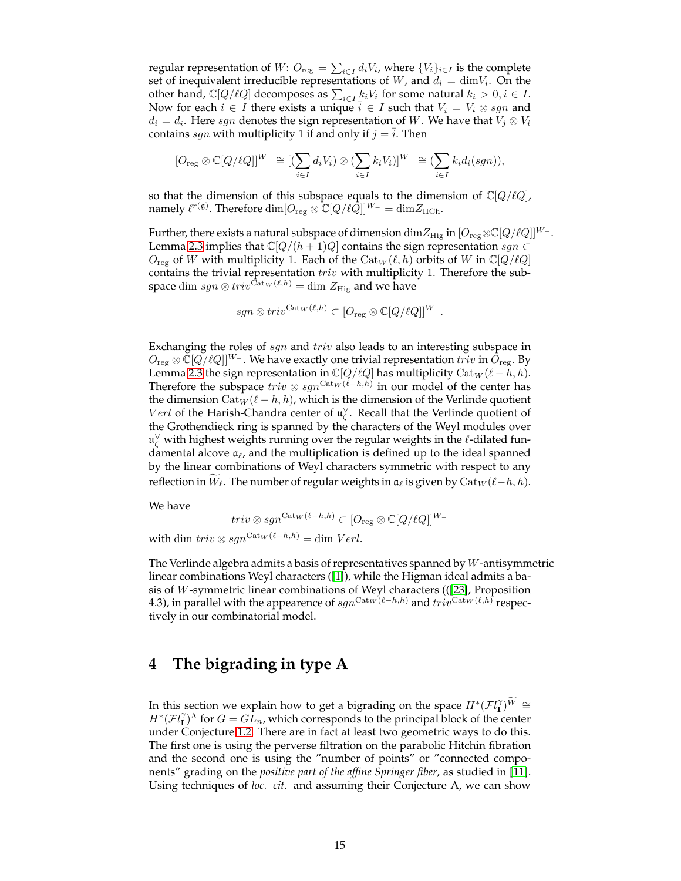regular representation of $W$: $O_{\mathrm{reg}} = \sum_{i\in I} d_i V_i$, where $\{V_i\}_{i\in I}$ is the complete set of inequivalent irreducible representations of $W$, and $d_i = \dim V_i$. On the other hand, $\mathbb{C}[Q/\ell Q]$ decomposes as $\sum_{i\in I} k_i V_i$ for some natural $k_i > 0, i \in I$. Now for each $i \in I$ there exists a unique $\bar{i} \in I$ such that $V_{\bar{i}} = V_i \otimes sgn$ and $d_i = d_{\bar{i}}$. Here $sgn$ denotes the sign representation of $W$. We have that $V_j \otimes V_i$ contains $sgn$ with multiplicity 1 if and only if $j = \bar{i}$. Then

$$[O_{\mathrm{reg}} \otimes \mathbb{C}[Q/\ell Q]]^{W_-} \cong [(\sum_{i\in I} d_i V_i) \otimes (\sum_{i\in I} k_i V_i)]^{W_-} \cong (\sum_{i\in I} k_i d_i (sgn)),$$

so that the dimension of this subspace equals to the dimension of $\mathbb{C}[Q/\ell Q]$, namely $\ell^{r(\mathfrak{g})}$. Therefore $\dim [O_{\mathrm{reg}} \otimes \mathbb{C}[Q/\ell Q]]^{W_-} = \dim Z_{\mathrm{HCh}}$.

Further, there exists a natural subspace of dimension $\dim Z_{\mathrm{Hig}}$ in $[O_{\mathrm{reg}} \otimes \mathbb{C}[Q/\ell Q]]^{W_-}$. Lemma 2.3 implies that $\mathbb{C}[Q/(h+1)Q]$ contains the sign representation $sgn \subset O_{\mathrm{reg}}$ of $W$ with multiplicity 1. Each of the $\mathrm{Cat}_W(\ell, h)$ orbits of $W$ in $\mathbb{C}[Q/\ell Q]$ contains the trivial representation $triv$ with multiplicity 1. Therefore the subspace $\dim\, sgn \otimes triv^{\mathrm{Cat}_W(\ell,h)} = \dim\, Z_{\mathrm{Hig}}$ and we have

$$sgn \otimes triv^{\mathrm{Cat}_W(\ell,h)} \subset [O_{\mathrm{reg}} \otimes \mathbb{C}[Q/\ell Q]]^{W_-}.$$

Exchanging the roles of $sgn$ and $triv$ also leads to an interesting subspace in $O_{\mathrm{reg}} \otimes \mathbb{C}[Q/\ell Q]]^{W_-}$. We have exactly one trivial representation $triv$ in $O_{\mathrm{reg}}$. By Lemma 2.3 the sign representation in $\mathbb{C}[Q/\ell Q]$ has multiplicity $\mathrm{Cat}_W(\ell - h, h)$. Therefore the subspace $triv \otimes sgn^{\mathrm{Cat}_W(\ell-h,h)}$ in our model of the center has the dimension $\mathrm{Cat}_W(\ell - h, h)$, which is the dimension of the Verlinde quotient $Verl$ of the Harish-Chandra center of $\mathfrak{u}_\zeta^\vee$. Recall that the Verlinde quotient of the Grothendieck ring is spanned by the characters of the Weyl modules over $\mathfrak{u}_\zeta^\vee$ with highest weights running over the regular weights in the $\ell$-dilated fundamental alcove $\mathfrak{a}_\ell$, and the multiplication is defined up to the ideal spanned by the linear combinations of Weyl characters symmetric with respect to any reflection in $\widetilde{W}_\ell$. The number of regular weights in $\mathfrak{a}_\ell$ is given by $\mathrm{Cat}_W(\ell-h, h)$.

We have

$$triv \otimes sgn^{\mathrm{Cat}_W(\ell-h,h)} \subset [O_{\mathrm{reg}} \otimes \mathbb{C}[Q/\ell Q]]^{W_-}$$

with $\dim\, triv \otimes sgn^{\mathrm{Cat}_W(\ell-h,h)} = \dim\, Verl$.

The Verlinde algebra admits a basis of representatives spanned by $W$-antisymmetric linear combinations Weyl characters ([1]), while the Higman ideal admits a basis of $W$-symmetric linear combinations of Weyl characters (([23], Proposition 4.3), in parallel with the appearence of $sgn^{\mathrm{Cat}_W(\ell-h,h)}$ and $triv^{\mathrm{Cat}_W(\ell,h)}$ respectively in our combinatorial model.

# 4 The bigrading in type A

In this section we explain how to get a bigrading on the space $H^*(\mathcal{F}l^\gamma_{\mathbf{I}})^{\widetilde{W}} \cong H^*(\mathcal{F}l^\gamma_{\mathbf{I}})^\Lambda$ for $G = GL_n$, which corresponds to the principal block of the center under Conjecture 1.2. There are in fact at least two geometric ways to do this. The first one is using the perverse filtration on the parabolic Hitchin fibration and the second one is using the "number of points" or "connected components" grading on the *positive part of the affine Springer fiber*, as studied in [11]. Using techniques of *loc. cit.* and assuming their Conjecture A, we can show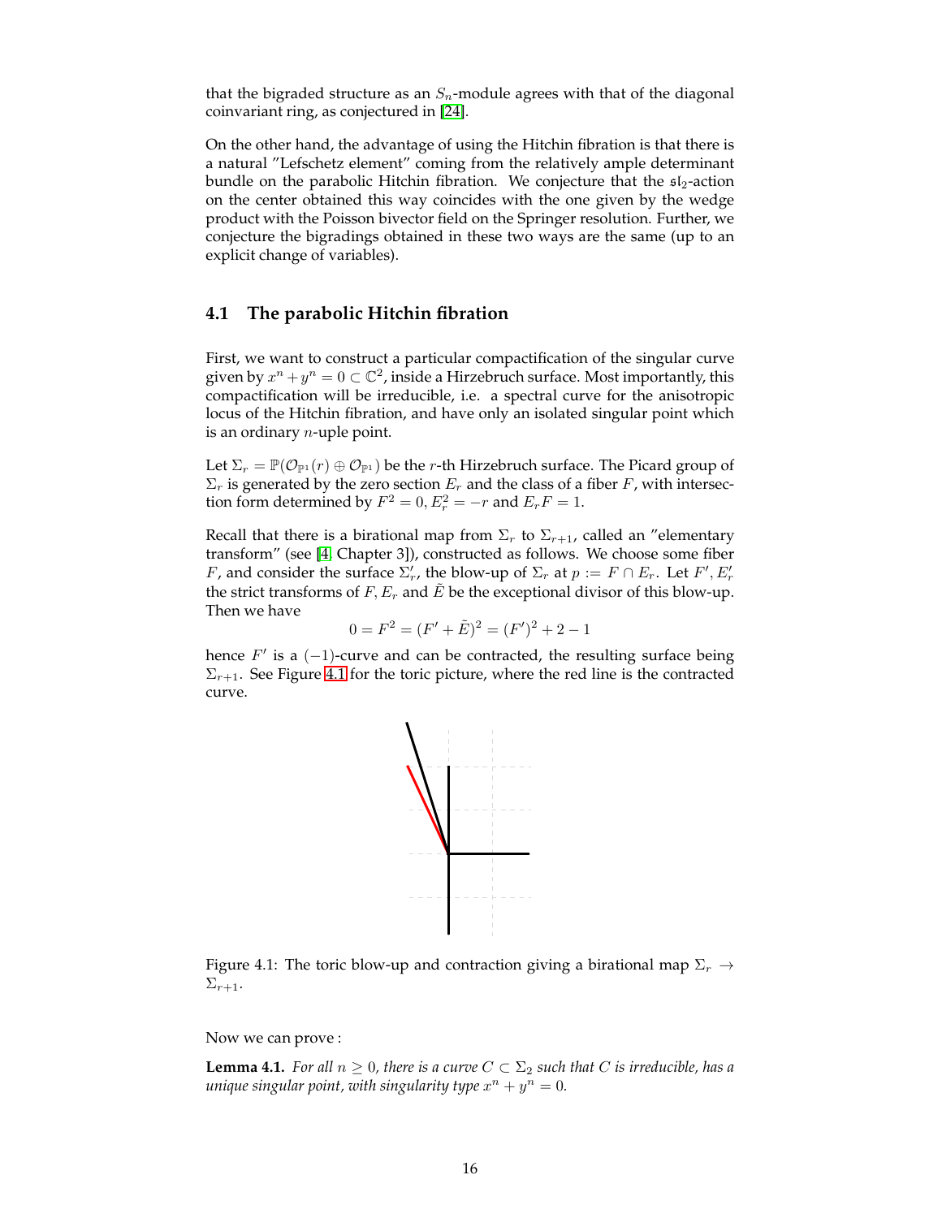that the bigraded structure as an $S_n$-module agrees with that of the diagonal coinvariant ring, as conjectured in [24].

On the other hand, the advantage of using the Hitchin fibration is that there is a natural "Lefschetz element" coming from the relatively ample determinant bundle on the parabolic Hitchin fibration. We conjecture that the $\mathfrak{sl}_2$-action on the center obtained this way coincides with the one given by the wedge product with the Poisson bivector field on the Springer resolution. Further, we conjecture the bigradings obtained in these two ways are the same (up to an explicit change of variables).

## 4.1 The parabolic Hitchin fibration

First, we want to construct a particular compactification of the singular curve given by $x^n + y^n = 0 \subset \mathbb{C}^2$, inside a Hirzebruch surface. Most importantly, this compactification will be irreducible, i.e. a spectral curve for the anisotropic locus of the Hitchin fibration, and have only an isolated singular point which is an ordinary $n$-uple point.

Let $\Sigma_r = \mathbb{P}(\mathcal{O}_{\mathbb{P}^1}(r) \oplus \mathcal{O}_{\mathbb{P}^1})$ be the $r$-th Hirzebruch surface. The Picard group of $\Sigma_r$ is generated by the zero section $E_r$ and the class of a fiber $F$, with intersection form determined by $F^2 = 0, E_r^2 = -r$ and $E_r F = 1$.

Recall that there is a birational map from $\Sigma_r$ to $\Sigma_{r+1}$, called an "elementary transform" (see [4, Chapter 3]), constructed as follows. We choose some fiber $F$, and consider the surface $\Sigma_r'$, the blow-up of $\Sigma_r$ at $p := F \cap E_r$. Let $F', E_r'$ the strict transforms of $F, E_r$ and $\tilde{E}$ be the exceptional divisor of this blow-up. Then we have

$$0 = F^2 = (F' + \tilde{E})^2 = (F')^2 + 2 - 1$$

hence $F'$ is a $(-1)$-curve and can be contracted, the resulting surface being $\Sigma_{r+1}$. See Figure 4.1 for the toric picture, where the red line is the contracted curve.

Figure 4.1: The toric blow-up and contraction giving a birational map $\Sigma_r \to \Sigma_{r+1}$.

Now we can prove :

**Lemma 4.1.** *For all $n \geq 0$, there is a curve $C \subset \Sigma_2$ such that $C$ is irreducible, has a unique singular point, with singularity type $x^n + y^n = 0$.*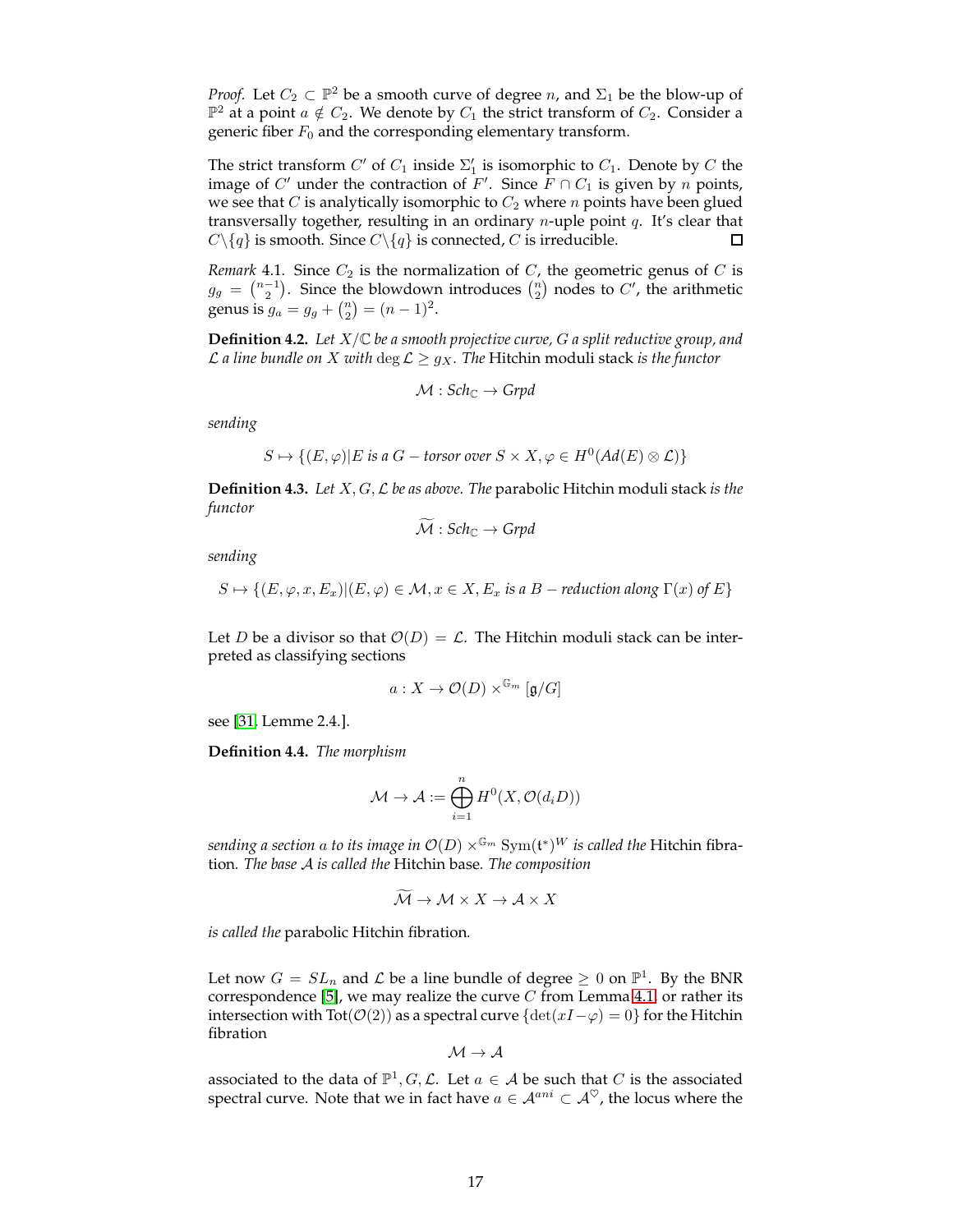*Proof.* Let $C_2 \subset \mathbb{P}^2$ be a smooth curve of degree $n$, and $\Sigma_1$ be the blow-up of $\mathbb{P}^2$ at a point $a \notin C_2$. We denote by $C_1$ the strict transform of $C_2$. Consider a generic fiber $F_0$ and the corresponding elementary transform.

The strict transform $C'$ of $C_1$ inside $\Sigma_1'$ is isomorphic to $C_1$. Denote by $C$ the image of $C'$ under the contraction of $F'$. Since $F \cap C_1$ is given by $n$ points, we see that $C$ is analytically isomorphic to $C_2$ where $n$ points have been glued transversally together, resulting in an ordinary $n$-uple point $q$. It's clear that $C \backslash \{q\}$ is smooth. Since $C \backslash \{q\}$ is connected, $C$ is irreducible. □

*Remark* 4.1. Since $C_2$ is the normalization of $C$, the geometric genus of $C$ is $g_g = \binom{n-1}{2}$. Since the blowdown introduces $\binom{n}{2}$ nodes to $C'$, the arithmetic genus is $g_a = g_g + \binom{n}{2} = (n-1)^2$.

**Definition 4.2.** *Let $X/\mathbb{C}$ be a smooth projective curve, $G$ a split reductive group, and $\mathcal{L}$ a line bundle on $X$ with $\deg \mathcal{L} \geq g_X$. The* Hitchin moduli stack *is the functor*

$$\mathcal{M} : Sch_{\mathbb{C}} \to Grpd$$

*sending*

$$S \mapsto \{(E, \varphi) | E \text{ is a } G-\text{torsor over } S \times X, \varphi \in H^0(Ad(E) \otimes \mathcal{L})\}$$

**Definition 4.3.** *Let $X, G, \mathcal{L}$ be as above. The* parabolic Hitchin moduli stack *is the functor*

$$\widetilde{\mathcal{M}} : Sch_{\mathbb{C}} \to Grpd$$

*sending*

$$S \mapsto \{(E, \varphi, x, E_x) | (E, \varphi) \in \mathcal{M}, x \in X, E_x \text{ is a } B-\text{reduction along } \Gamma(x) \text{ of } E\}$$

Let $D$ be a divisor so that $\mathcal{O}(D) = \mathcal{L}$. The Hitchin moduli stack can be interpreted as classifying sections

$$a : X \to \mathcal{O}(D) \times^{\mathbb{G}_m} [\mathfrak{g}/G]$$

see [31, Lemme 2.4.].

**Definition 4.4.** *The morphism*

$$\mathcal{M} \to \mathcal{A} := \bigoplus_{i=1}^{n} H^0(X, \mathcal{O}(d_i D))$$

*sending a section $a$ to its image in $\mathcal{O}(D) \times^{\mathbb{G}_m} \mathrm{Sym}(\mathfrak{t}^*)^W$ is called the* Hitchin fibration*. The base $\mathcal{A}$ is called the* Hitchin base*. The composition*

$$\widetilde{\mathcal{M}} \to \mathcal{M} \times X \to \mathcal{A} \times X$$

*is called the* parabolic Hitchin fibration*.*

Let now $G = SL_n$ and $\mathcal{L}$ be a line bundle of degree $\geq 0$ on $\mathbb{P}^1$. By the BNR correspondence [5], we may realize the curve $C$ from Lemma 4.1 or rather its intersection with $\mathrm{Tot}(\mathcal{O}(2))$ as a spectral curve $\{\det(xI - \varphi) = 0\}$ for the Hitchin fibration

$$\mathcal{M} \to \mathcal{A}$$

associated to the data of $\mathbb{P}^1, G, \mathcal{L}$. Let $a \in \mathcal{A}$ be such that $C$ is the associated spectral curve. Note that we in fact have $a \in \mathcal{A}^{ani} \subset \mathcal{A}^{\heartsuit}$, the locus where the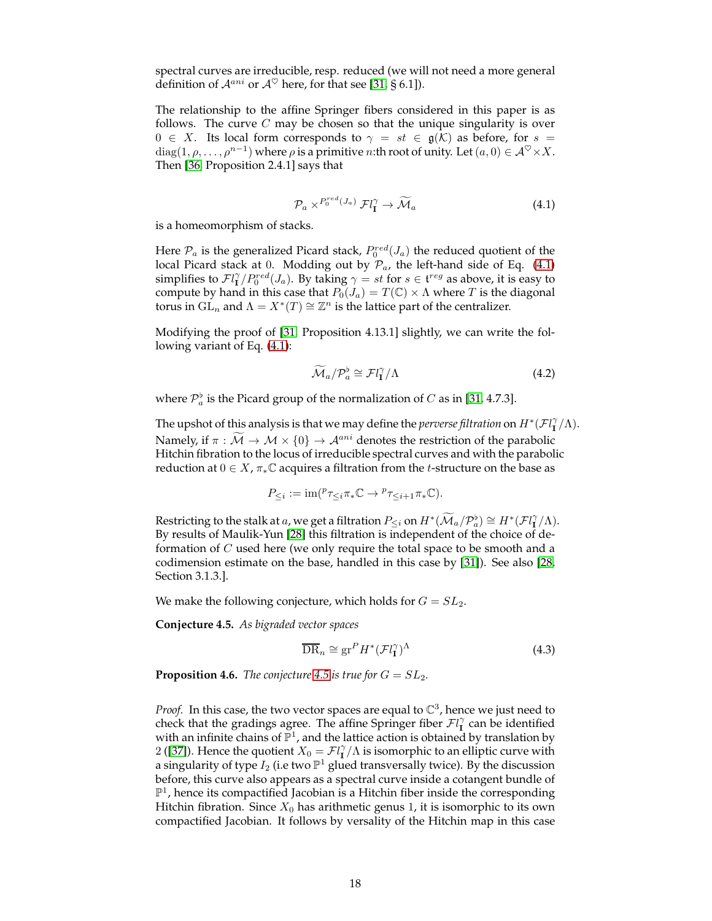spectral curves are irreducible, resp. reduced (we will not need a more general definition of $\mathcal{A}^{ani}$ or $\mathcal{A}^{\heartsuit}$ here, for that see [31, § 6.1]).

The relationship to the affine Springer fibers considered in this paper is as follows. The curve $C$ may be chosen so that the unique singularity is over $0 \in X$. Its local form corresponds to $\gamma = st \in \mathfrak{g}(\mathcal{K})$ as before, for $s = \mathrm{diag}(1, \rho, \ldots, \rho^{n-1})$ where $\rho$ is a primitive $n$:th root of unity. Let $(a, 0) \in \mathcal{A}^{\heartsuit} \times X$. Then [36, Proposition 2.4.1] says that

$$\mathcal{P}_a \times^{P_0^{red}(J_a)} \mathcal{F}l_{\mathbf{I}}^{\gamma} \to \widetilde{\mathcal{M}}_a \tag{4.1}$$

is a homeomorphism of stacks.

Here $\mathcal{P}_a$ is the generalized Picard stack, $P_0^{red}(J_a)$ the reduced quotient of the local Picard stack at $0$. Modding out by $\mathcal{P}_a$, the left-hand side of Eq. (4.1) simplifies to $\mathcal{F}l_{\mathbf{I}}^{\gamma}/P_0^{red}(J_a)$. By taking $\gamma = st$ for $s \in \mathfrak{t}^{reg}$ as above, it is easy to compute by hand in this case that $P_0(J_a) = T(\mathbb{C}) \times \Lambda$ where $T$ is the diagonal torus in $\mathrm{GL}_n$ and $\Lambda = X^*(T) \cong \mathbb{Z}^n$ is the lattice part of the centralizer.

Modifying the proof of [31, Proposition 4.13.1] slightly, we can write the following variant of Eq. (4.1):

$$\widetilde{\mathcal{M}}_a/\mathcal{P}_a^{\flat} \cong \mathcal{F}l_{\mathbf{I}}^{\gamma}/\Lambda \tag{4.2}$$

where $\mathcal{P}_a^{\flat}$ is the Picard group of the normalization of $C$ as in [31, 4.7.3].

The upshot of this analysis is that we may define the *perverse filtration* on $H^*(\mathcal{F}l_{\mathbf{I}}^{\gamma}/\Lambda)$. Namely, if $\pi : \widetilde{\mathcal{M}} \to \mathcal{M} \times \{0\} \to \mathcal{A}^{ani}$ denotes the restriction of the parabolic Hitchin fibration to the locus of irreducible spectral curves and with the parabolic reduction at $0 \in X$, $\pi_*\mathbb{C}$ acquires a filtration from the $t$-structure on the base as

$$P_{\leq i} := \mathrm{im}({}^p\tau_{\leq i}\pi_*\mathbb{C} \to {}^p\tau_{\leq i+1}\pi_*\mathbb{C}).$$

Restricting to the stalk at $a$, we get a filtration $P_{\leq i}$ on $H^*(\widetilde{\mathcal{M}}_a/\mathcal{P}_a^{\flat}) \cong H^*(\mathcal{F}l_{\mathbf{I}}^{\gamma}/\Lambda)$. By results of Maulik-Yun [28] this filtration is independent of the choice of deformation of $C$ used here (we only require the total space to be smooth and a codimension estimate on the base, handled in this case by [31]). See also [28, Section 3.1.3.].

We make the following conjecture, which holds for $G = SL_2$.

**Conjecture 4.5.** *As bigraded vector spaces*

$$\overline{\mathrm{DR}}_n \cong \mathrm{gr}^P H^*(\mathcal{F}l_{\mathbf{I}}^{\gamma})^{\Lambda} \tag{4.3}$$

**Proposition 4.6.** *The conjecture 4.5 is true for $G = SL_2$.*

*Proof.* In this case, the two vector spaces are equal to $\mathbb{C}^3$, hence we just need to check that the gradings agree. The affine Springer fiber $\mathcal{F}l_{\mathbf{I}}^{\gamma}$ can be identified with an infinite chains of $\mathbb{P}^1$, and the lattice action is obtained by translation by 2 ([37]). Hence the quotient $X_0 = \mathcal{F}l_{\mathbf{I}}^{\gamma}/\Lambda$ is isomorphic to an elliptic curve with a singularity of type $I_2$ (i.e two $\mathbb{P}^1$ glued transversally twice). By the discussion before, this curve also appears as a spectral curve inside a cotangent bundle of $\mathbb{P}^1$, hence its compactified Jacobian is a Hitchin fiber inside the corresponding Hitchin fibration. Since $X_0$ has arithmetic genus 1, it is isomorphic to its own compactified Jacobian. It follows by versality of the Hitchin map in this case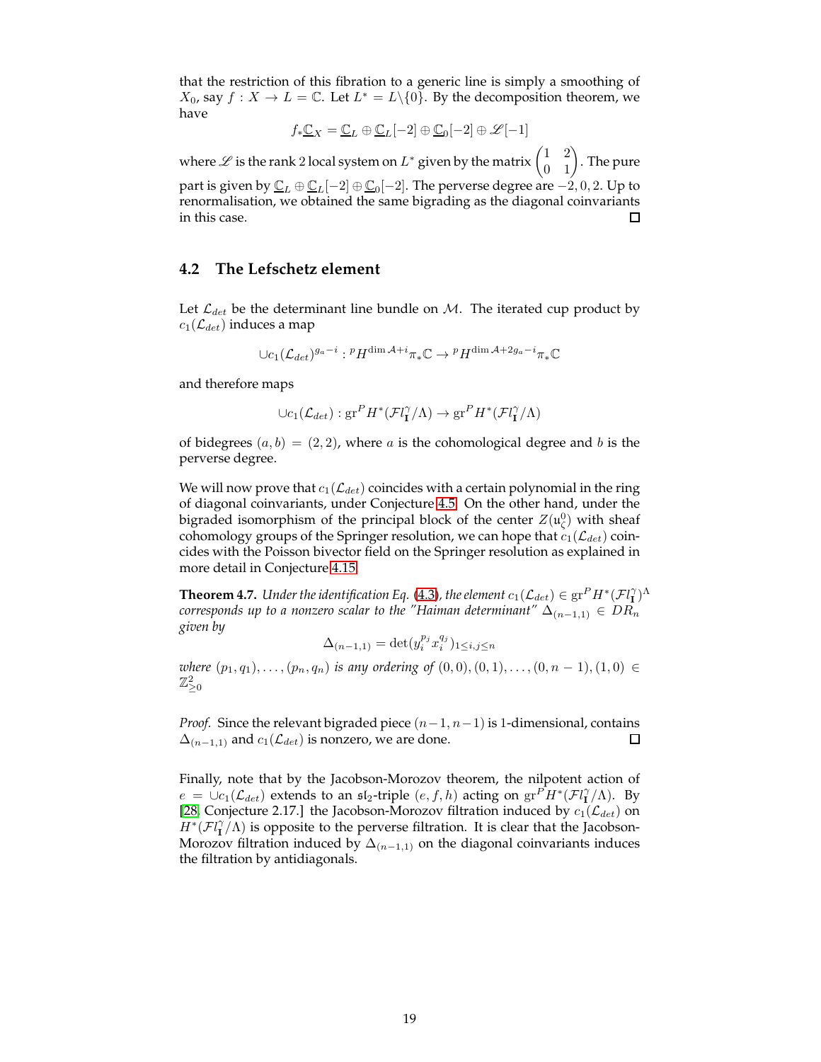that the restriction of this fibration to a generic line is simply a smoothing of $X_0$, say $f : X \to L = \mathbb{C}$. Let $L^* = L \backslash \{0\}$. By the decomposition theorem, we have

$$f_* \underline{\mathbb{C}}_X = \underline{\mathbb{C}}_L \oplus \underline{\mathbb{C}}_L[-2] \oplus \underline{\mathbb{C}}_0[-2] \oplus \mathscr{L}[-1]$$

where $\mathscr{L}$ is the rank 2 local system on $L^*$ given by the matrix $\begin{pmatrix} 1 & 2 \\ 0 & 1 \end{pmatrix}$. The pure part is given by $\underline{\mathbb{C}}_L \oplus \underline{\mathbb{C}}_L[-2] \oplus \underline{\mathbb{C}}_0[-2]$. The perverse degree are $-2, 0, 2$. Up to renormalisation, we obtained the same bigrading as the diagonal coinvariants in this case. □

## 4.2 The Lefschetz element

Let $\mathcal{L}_{det}$ be the determinant line bundle on $\mathcal{M}$. The iterated cup product by $c_1(\mathcal{L}_{det})$ induces a map

$$\cup c_1(\mathcal{L}_{det})^{g_a - i} : {}^p H^{\dim \mathcal{A} + i} \pi_* \mathbb{C} \to {}^p H^{\dim \mathcal{A} + 2g_a - i} \pi_* \mathbb{C}$$

and therefore maps

$$\cup c_1(\mathcal{L}_{det}) : \mathrm{gr}^P H^*(\mathcal{F}l^{\gamma}_{\mathbf{I}}/\Lambda) \to \mathrm{gr}^P H^*(\mathcal{F}l^{\gamma}_{\mathbf{I}}/\Lambda)$$

of bidegrees $(a, b) = (2, 2)$, where $a$ is the cohomological degree and $b$ is the perverse degree.

We will now prove that $c_1(\mathcal{L}_{det})$ coincides with a certain polynomial in the ring of diagonal coinvariants, under Conjecture 4.5. On the other hand, under the bigraded isomorphism of the principal block of the center $Z(\mathfrak{u}^0_{\zeta})$ with sheaf cohomology groups of the Springer resolution, we can hope that $c_1(\mathcal{L}_{det})$ coincides with the Poisson bivector field on the Springer resolution as explained in more detail in Conjecture 4.15.

**Theorem 4.7.** *Under the identification Eq. (4.3), the element $c_1(\mathcal{L}_{det}) \in \mathrm{gr}^P H^*(\mathcal{F}l^{\gamma}_{\mathbf{I}})^{\Lambda}$ corresponds up to a nonzero scalar to the "Haiman determinant" $\Delta_{(n-1,1)} \in DR_n$ given by*

$$\Delta_{(n-1,1)} = \det(y_i^{p_j} x_i^{q_j})_{1 \le i,j \le n}$$

*where $(p_1, q_1), \ldots, (p_n, q_n)$ is any ordering of $(0,0), (0,1), \ldots, (0, n-1), (1, 0) \in \mathbb{Z}^2_{\ge 0}$*

*Proof.* Since the relevant bigraded piece $(n-1, n-1)$ is 1-dimensional, contains $\Delta_{(n-1,1)}$ and $c_1(\mathcal{L}_{det})$ is nonzero, we are done. □

Finally, note that by the Jacobson-Morozov theorem, the nilpotent action of $e = \cup c_1(\mathcal{L}_{det})$ extends to an $\mathfrak{sl}_2$-triple $(e, f, h)$ acting on $\mathrm{gr}^P H^*(\mathcal{F}l^{\gamma}_{\mathbf{I}}/\Lambda)$. By [28, Conjecture 2.17.] the Jacobson-Morozov filtration induced by $c_1(\mathcal{L}_{det})$ on $H^*(\mathcal{F}l^{\gamma}_{\mathbf{I}}/\Lambda)$ is opposite to the perverse filtration. It is clear that the Jacobson-Morozov filtration induced by $\Delta_{(n-1,1)}$ on the diagonal coinvariants induces the filtration by antidiagonals.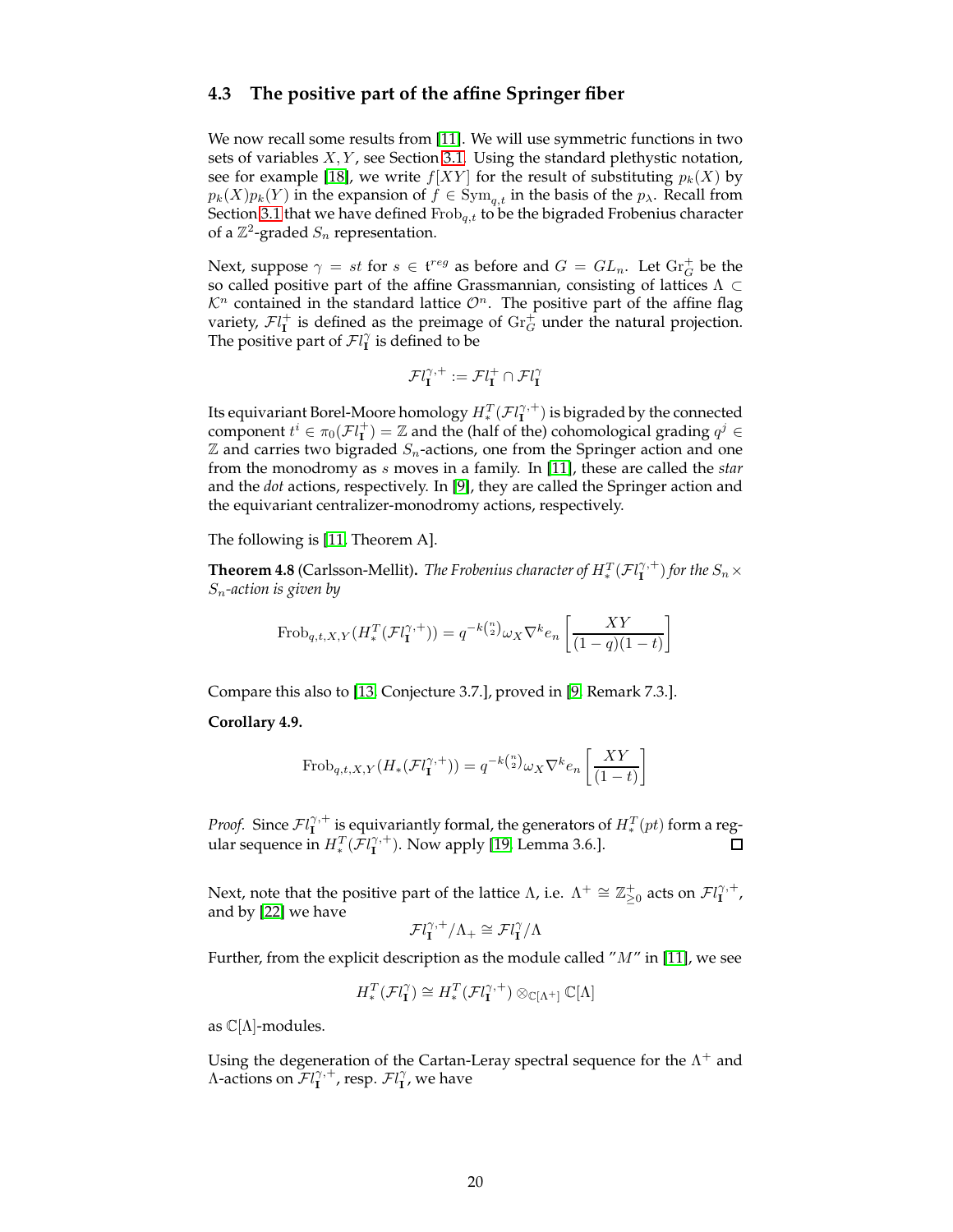### 4.3 The positive part of the affine Springer fiber

We now recall some results from [11]. We will use symmetric functions in two sets of variables $X, Y$, see Section 3.1. Using the standard plethystic notation, see for example [18], we write $f[XY]$ for the result of substituting $p_k(X)$ by $p_k(X)p_k(Y)$ in the expansion of $f \in \mathrm{Sym}_{q,t}$ in the basis of the $p_\lambda$. Recall from Section 3.1 that we have defined $\mathrm{Frob}_{q,t}$ to be the bigraded Frobenius character of a $\mathbb{Z}^2$-graded $S_n$ representation.

Next, suppose $\gamma = st$ for $s \in \mathfrak{t}^{reg}$ as before and $G = GL_n$. Let $\mathrm{Gr}_G^+$ be the so called positive part of the affine Grassmannian, consisting of lattices $\Lambda \subset \mathcal{K}^n$ contained in the standard lattice $\mathcal{O}^n$. The positive part of the affine flag variety, $\mathcal{F}l_{\mathbf{I}}^+$ is defined as the preimage of $\mathrm{Gr}_G^+$ under the natural projection. The positive part of $\mathcal{F}l_{\mathbf{I}}^\gamma$ is defined to be

$$\mathcal{F}l_{\mathbf{I}}^{\gamma,+} := \mathcal{F}l_{\mathbf{I}}^+ \cap \mathcal{F}l_{\mathbf{I}}^\gamma$$

Its equivariant Borel-Moore homology $H_*^T(\mathcal{F}l_{\mathbf{I}}^{\gamma,+})$ is bigraded by the connected component $t^i \in \pi_0(\mathcal{F}l_{\mathbf{I}}^+) = \mathbb{Z}$ and the (half of the) cohomological grading $q^j \in \mathbb{Z}$ and carries two bigraded $S_n$-actions, one from the Springer action and one from the monodromy as $s$ moves in a family. In [11], these are called the *star* and the *dot* actions, respectively. In [9], they are called the Springer action and the equivariant centralizer-monodromy actions, respectively.

The following is [11, Theorem A].

**Theorem 4.8** (Carlsson-Mellit). *The Frobenius character of $H_*^T(\mathcal{F}l_{\mathbf{I}}^{\gamma,+})$ for the $S_n \times S_n$-action is given by*

$$\mathrm{Frob}_{q,t,X,Y}(H_*^T(\mathcal{F}l_{\mathbf{I}}^{\gamma,+})) = q^{-k\binom{n}{2}} \omega_X \nabla^k e_n \left[\frac{XY}{(1-q)(1-t)}\right]$$

Compare this also to [13, Conjecture 3.7.], proved in [9, Remark 7.3.].

**Corollary 4.9.**

$$\mathrm{Frob}_{q,t,X,Y}(H_*(\mathcal{F}l_{\mathbf{I}}^{\gamma,+})) = q^{-k\binom{n}{2}} \omega_X \nabla^k e_n \left[\frac{XY}{(1-t)}\right]$$

*Proof.* Since $\mathcal{F}l_{\mathbf{I}}^{\gamma,+}$ is equivariantly formal, the generators of $H_*^T(pt)$ form a regular sequence in $H_*^T(\mathcal{F}l_{\mathbf{I}}^{\gamma,+})$. Now apply [19, Lemma 3.6.]. ☐

Next, note that the positive part of the lattice $\Lambda$, i.e. $\Lambda^+ \cong \mathbb{Z}_{\geq 0}^+$ acts on $\mathcal{F}l_{\mathbf{I}}^{\gamma,+}$, and by [22] we have

$$\mathcal{F}l_{\mathbf{I}}^{\gamma,+}/\Lambda_+ \cong \mathcal{F}l_{\mathbf{I}}^\gamma/\Lambda$$

Further, from the explicit description as the module called "$M$" in [11], we see

$$H_*^T(\mathcal{F}l_{\mathbf{I}}^\gamma) \cong H_*^T(\mathcal{F}l_{\mathbf{I}}^{\gamma,+}) \otimes_{\mathbb{C}[\Lambda^+]} \mathbb{C}[\Lambda]$$

as $\mathbb{C}[\Lambda]$-modules.

Using the degeneration of the Cartan-Leray spectral sequence for the $\Lambda^+$ and $\Lambda$-actions on $\mathcal{F}l_{\mathbf{I}}^{\gamma,+}$, resp. $\mathcal{F}l_{\mathbf{I}}^\gamma$, we have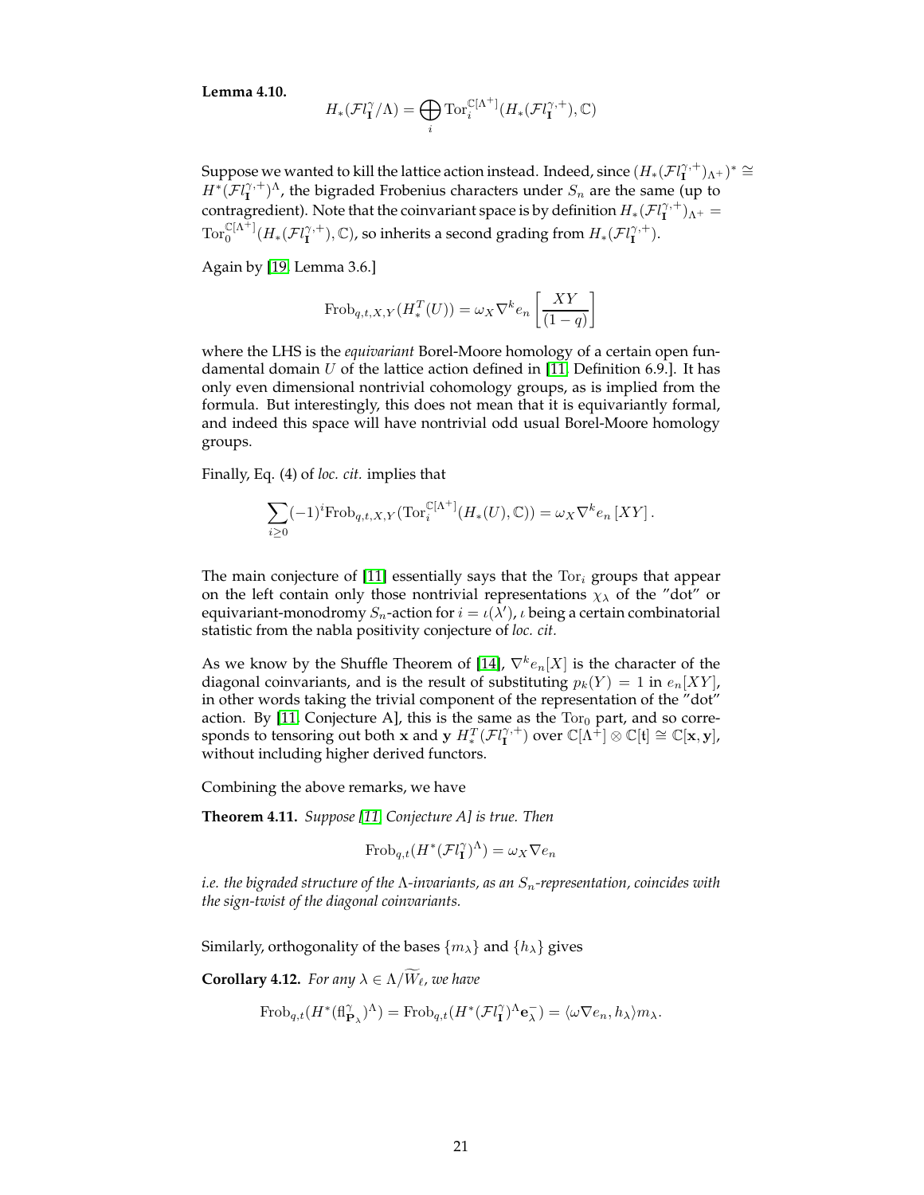**Lemma 4.10.**

$$H_*(\mathcal{F}l_{\mathbf{I}}^{\gamma}/\Lambda) = \bigoplus_i \mathrm{Tor}_i^{\mathbb{C}[\Lambda^+]}(H_*(\mathcal{F}l_{\mathbf{I}}^{\gamma,+}), \mathbb{C})$$

Suppose we wanted to kill the lattice action instead. Indeed, since $(H_*(\mathcal{F}l_{\mathbf{I}}^{\gamma,+})_{\Lambda^+})^* \cong H^*(\mathcal{F}l_{\mathbf{I}}^{\gamma,+})^{\Lambda}$, the bigraded Frobenius characters under $S_n$ are the same (up to contragredient). Note that the coinvariant space is by definition $H_*(\mathcal{F}l_{\mathbf{I}}^{\gamma,+})_{\Lambda^+} = \mathrm{Tor}_0^{\mathbb{C}[\Lambda^+]}(H_*(\mathcal{F}l_{\mathbf{I}}^{\gamma,+}), \mathbb{C})$, so inherits a second grading from $H_*(\mathcal{F}l_{\mathbf{I}}^{\gamma,+})$.

Again by [19, Lemma 3.6.]

$$\mathrm{Frob}_{q,t,X,Y}(H_*^T(U)) = \omega_X \nabla^k e_n \left[\frac{XY}{(1-q)}\right]$$

where the LHS is the *equivariant* Borel-Moore homology of a certain open fundamental domain $U$ of the lattice action defined in [11, Definition 6.9.]. It has only even dimensional nontrivial cohomology groups, as is implied from the formula. But interestingly, this does not mean that it is equivariantly formal, and indeed this space will have nontrivial odd usual Borel-Moore homology groups.

Finally, Eq. (4) of *loc. cit.* implies that

$$\sum_{i \geq 0} (-1)^i \mathrm{Frob}_{q,t,X,Y}(\mathrm{Tor}_i^{\mathbb{C}[\Lambda^+]}(H_*(U), \mathbb{C})) = \omega_X \nabla^k e_n \left[XY\right].$$

The main conjecture of [11] essentially says that the $\mathrm{Tor}_i$ groups that appear on the left contain only those nontrivial representations $\chi_\lambda$ of the "dot" or equivariant-monodromy $S_n$-action for $i = \iota(\lambda')$, $\iota$ being a certain combinatorial statistic from the nabla positivity conjecture of *loc. cit.*

As we know by the Shuffle Theorem of [14], $\nabla^k e_n[X]$ is the character of the diagonal coinvariants, and is the result of substituting $p_k(Y) = 1$ in $e_n[XY]$, in other words taking the trivial component of the representation of the "dot" action. By [11, Conjecture A], this is the same as the $\mathrm{Tor}_0$ part, and so corresponds to tensoring out both $\mathbf{x}$ and $\mathbf{y}$ $H_*^T(\mathcal{F}l_{\mathbf{I}}^{\gamma,+})$ over $\mathbb{C}[\Lambda^+] \otimes \mathbb{C}[\mathfrak{t}] \cong \mathbb{C}[\mathbf{x}, \mathbf{y}]$, without including higher derived functors.

Combining the above remarks, we have

**Theorem 4.11.** *Suppose [11, Conjecture A] is true. Then*

$$\mathrm{Frob}_{q,t}(H^*(\mathcal{F}l_{\mathbf{I}}^{\gamma})^{\Lambda}) = \omega_X \nabla e_n$$

*i.e. the bigraded structure of the $\Lambda$-invariants, as an $S_n$-representation, coincides with the sign-twist of the diagonal coinvariants.*

Similarly, orthogonality of the bases $\{m_\lambda\}$ and $\{h_\lambda\}$ gives

**Corollary 4.12.** *For any $\lambda \in \Lambda/\widetilde{W}_\ell$, we have*

$$\mathrm{Frob}_{q,t}(H^*(\mathrm{fl}_{\mathbf{P}_\lambda}^{\gamma})^{\Lambda}) = \mathrm{Frob}_{q,t}(H^*(\mathcal{F}l_{\mathbf{I}}^{\gamma})^{\Lambda}\mathbf{e}_\lambda^-) = \langle \omega \nabla e_n, h_\lambda \rangle m_\lambda.$$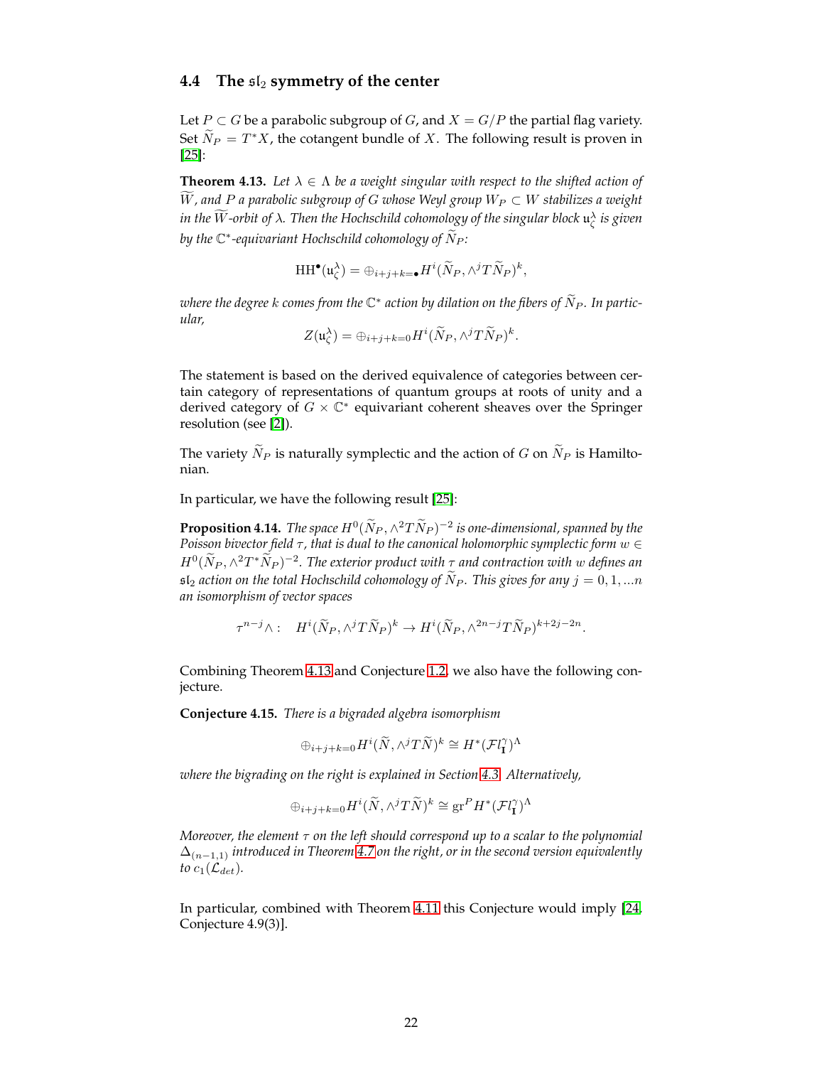### 4.4 The $\mathfrak{sl}_2$ symmetry of the center

Let $P \subset G$ be a parabolic subgroup of $G$, and $X = G/P$ the partial flag variety. Set $\widetilde{N}_P = T^*X$, the cotangent bundle of $X$. The following result is proven in [25]:

**Theorem 4.13.** *Let $\lambda \in \Lambda$ be a weight singular with respect to the shifted action of $\widetilde{W}$, and $P$ a parabolic subgroup of $G$ whose Weyl group $W_P \subset W$ stabilizes a weight in the $\widetilde{W}$-orbit of $\lambda$. Then the Hochschild cohomology of the singular block $\mathfrak{u}_\zeta^\lambda$ is given by the $\mathbb{C}^*$-equivariant Hochschild cohomology of $\widetilde{N}_P$:*

$$\mathrm{HH}^\bullet(\mathfrak{u}_\zeta^\lambda) = \oplus_{i+j+k=\bullet} H^i(\widetilde{N}_P, \wedge^j T\widetilde{N}_P)^k,$$

*where the degree $k$ comes from the $\mathbb{C}^*$ action by dilation on the fibers of $\widetilde{N}_P$. In particular,*

$$Z(\mathfrak{u}_\zeta^\lambda) = \oplus_{i+j+k=0} H^i(\widetilde{N}_P, \wedge^j T\widetilde{N}_P)^k.$$

The statement is based on the derived equivalence of categories between certain category of representations of quantum groups at roots of unity and a derived category of $G \times \mathbb{C}^*$ equivariant coherent sheaves over the Springer resolution (see [2]).

The variety $\widetilde{N}_P$ is naturally symplectic and the action of $G$ on $\widetilde{N}_P$ is Hamiltonian.

In particular, we have the following result [25]:

**Proposition 4.14.** *The space $H^0(\widetilde{N}_P, \wedge^2 T\widetilde{N}_P)^{-2}$ is one-dimensional, spanned by the Poisson bivector field $\tau$, that is dual to the canonical holomorphic symplectic form $w \in H^0(\widetilde{N}_P, \wedge^2 T^*\widetilde{N}_P)^{-2}$. The exterior product with $\tau$ and contraction with $w$ defines an $\mathfrak{sl}_2$ action on the total Hochschild cohomology of $\widetilde{N}_P$. This gives for any $j = 0, 1, \ldots n$ an isomorphism of vector spaces*

$$\tau^{n-j}\wedge : \quad H^i(\widetilde{N}_P, \wedge^j T\widetilde{N}_P)^k \to H^i(\widetilde{N}_P, \wedge^{2n-j} T\widetilde{N}_P)^{k+2j-2n}.$$

Combining Theorem 4.13 and Conjecture 1.2, we also have the following conjecture.

**Conjecture 4.15.** *There is a bigraded algebra isomorphism*

$$\oplus_{i+j+k=0} H^i(\widetilde{N}, \wedge^j T\widetilde{N})^k \cong H^*(\mathcal{F}l_{\mathbf{I}}^\gamma)^\Lambda$$

*where the bigrading on the right is explained in Section 4.3. Alternatively,*

$$\oplus_{i+j+k=0} H^i(\widetilde{N}, \wedge^j T\widetilde{N})^k \cong \mathrm{gr}^P H^*(\mathcal{F}l_{\mathbf{I}}^\gamma)^\Lambda$$

*Moreover, the element $\tau$ on the left should correspond up to a scalar to the polynomial $\Delta_{(n-1,1)}$ introduced in Theorem 4.7 on the right, or in the second version equivalently to $c_1(\mathcal{L}_{det})$.*

In particular, combined with Theorem 4.11 this Conjecture would imply [24, Conjecture 4.9(3)].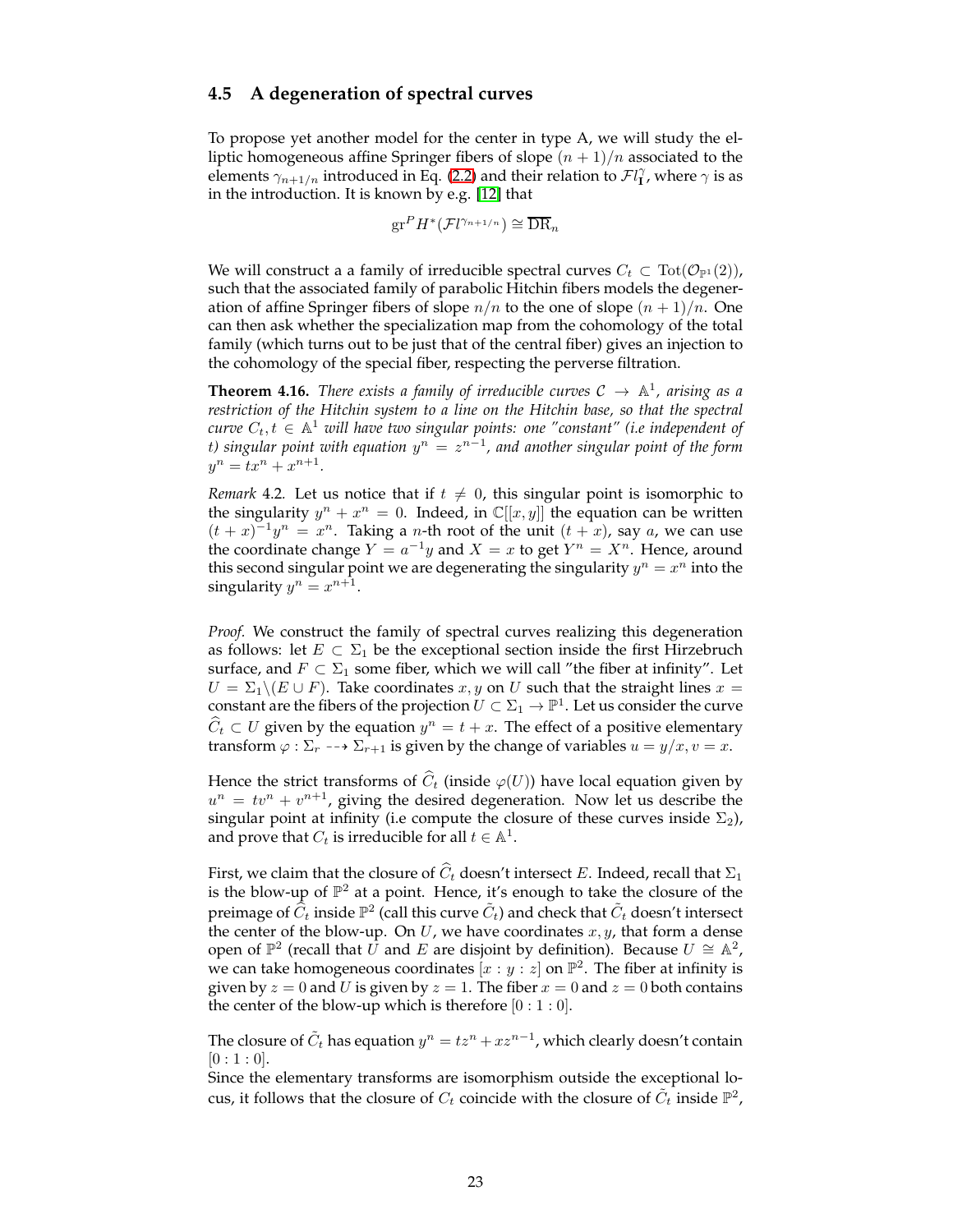### 4.5 A degeneration of spectral curves

To propose yet another model for the center in type A, we will study the elliptic homogeneous affine Springer fibers of slope $(n+1)/n$ associated to the elements $\gamma_{n+1/n}$ introduced in Eq. (2.2) and their relation to $\mathcal{F}l^{\gamma}_{\mathbf{I}}$, where $\gamma$ is as in the introduction. It is known by e.g. [12] that

$$\mathrm{gr}^P H^*(\mathcal{F}l^{\gamma_{n+1/n}}) \cong \overline{\mathrm{DR}}_n$$

We will construct a a family of irreducible spectral curves $C_t \subset \mathrm{Tot}(\mathcal{O}_{\mathbb{P}^1}(2))$, such that the associated family of parabolic Hitchin fibers models the degeneration of affine Springer fibers of slope $n/n$ to the one of slope $(n+1)/n$. One can then ask whether the specialization map from the cohomology of the total family (which turns out to be just that of the central fiber) gives an injection to the cohomology of the special fiber, respecting the perverse filtration.

**Theorem 4.16.** *There exists a family of irreducible curves $\mathcal{C} \to \mathbb{A}^1$, arising as a restriction of the Hitchin system to a line on the Hitchin base, so that the spectral curve $C_t, t \in \mathbb{A}^1$ will have two singular points: one "constant" (i.e independent of t) singular point with equation $y^n = z^{n-1}$, and another singular point of the form $y^n = tx^n + x^{n+1}$.*

*Remark* 4.2. Let us notice that if $t \neq 0$, this singular point is isomorphic to the singularity $y^n + x^n = 0$. Indeed, in $\mathbb{C}[[x,y]]$ the equation can be written $(t+x)^{-1}y^n = x^n$. Taking a $n$-th root of the unit $(t+x)$, say $a$, we can use the coordinate change $Y = a^{-1}y$ and $X = x$ to get $Y^n = X^n$. Hence, around this second singular point we are degenerating the singularity $y^n = x^n$ into the singularity $y^n = x^{n+1}$.

*Proof.* We construct the family of spectral curves realizing this degeneration as follows: let $E \subset \Sigma_1$ be the exceptional section inside the first Hirzebruch surface, and $F \subset \Sigma_1$ some fiber, which we will call "the fiber at infinity". Let $U = \Sigma_1 \backslash (E \cup F)$. Take coordinates $x, y$ on $U$ such that the straight lines $x =$ constant are the fibers of the projection $U \subset \Sigma_1 \to \mathbb{P}^1$. Let us consider the curve $\widehat{C}_t \subset U$ given by the equation $y^n = t + x$. The effect of a positive elementary transform $\varphi : \Sigma_r \dashrightarrow \Sigma_{r+1}$ is given by the change of variables $u = y/x, v = x$.

Hence the strict transforms of $\widehat{C}_t$ (inside $\varphi(U)$) have local equation given by $u^n = tv^n + v^{n+1}$, giving the desired degeneration. Now let us describe the singular point at infinity (i.e compute the closure of these curves inside $\Sigma_2$), and prove that $C_t$ is irreducible for all $t \in \mathbb{A}^1$.

First, we claim that the closure of $\widehat{C}_t$ doesn't intersect $E$. Indeed, recall that $\Sigma_1$ is the blow-up of $\mathbb{P}^2$ at a point. Hence, it's enough to take the closure of the preimage of $\widehat{C}_t$ inside $\mathbb{P}^2$ (call this curve $\tilde{C}_t$) and check that $\tilde{C}_t$ doesn't intersect the center of the blow-up. On $U$, we have coordinates $x, y$, that form a dense open of $\mathbb{P}^2$ (recall that $U$ and $E$ are disjoint by definition). Because $U \cong \mathbb{A}^2$, we can take homogeneous coordinates $[x : y : z]$ on $\mathbb{P}^2$. The fiber at infinity is given by $z = 0$ and $U$ is given by $z = 1$. The fiber $x = 0$ and $z = 0$ both contains the center of the blow-up which is therefore $[0 : 1 : 0]$.

The closure of $\tilde{C}_t$ has equation $y^n = tz^n + xz^{n-1}$, which clearly doesn't contain $[0 : 1 : 0]$.
Since the elementary transforms are isomorphism outside the exceptional locus, it follows that the closure of $C_t$ coincide with the closure of $\tilde{C}_t$ inside $\mathbb{P}^2$,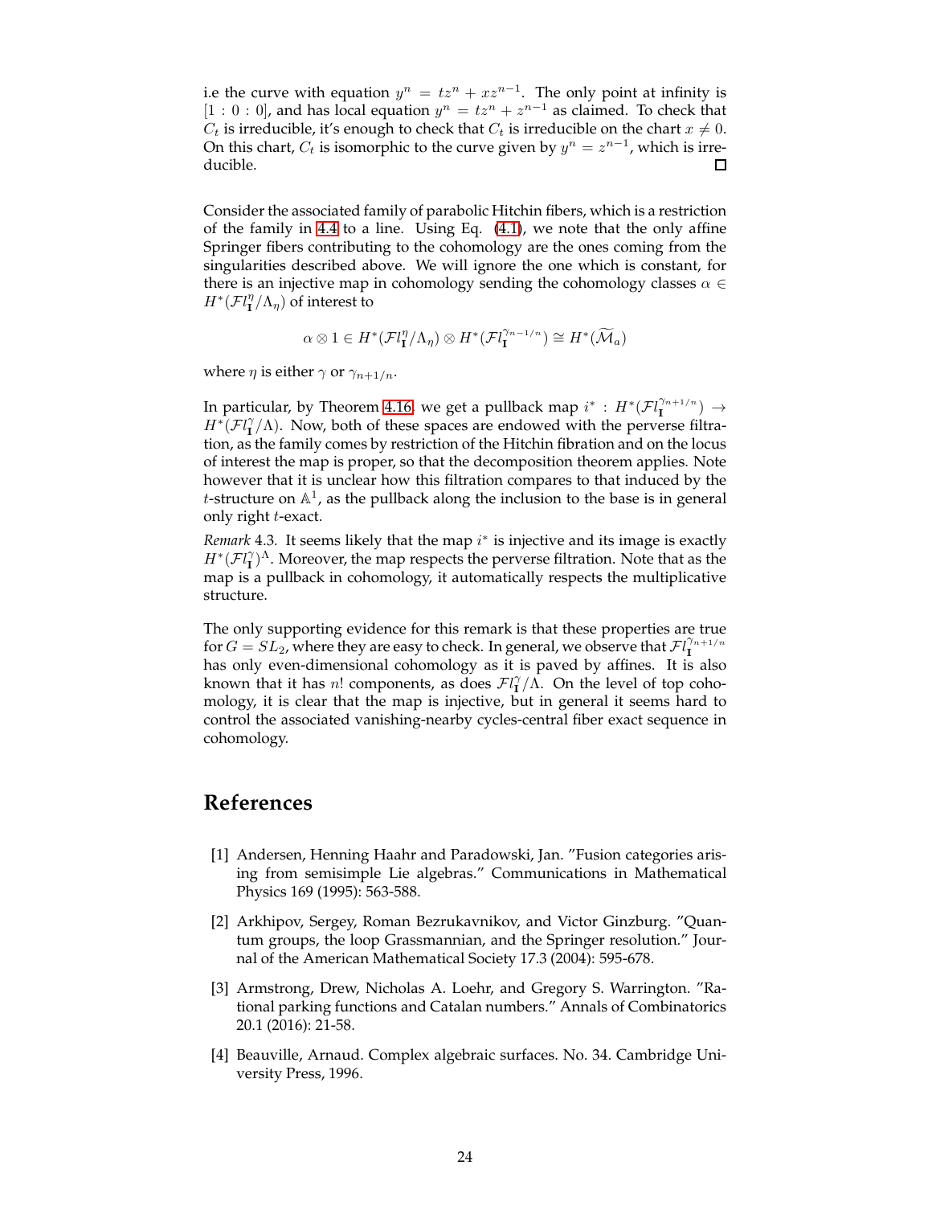i.e the curve with equation $y^n = tz^n + xz^{n-1}$. The only point at infinity is $[1:0:0]$, and has local equation $y^n = tz^n + z^{n-1}$ as claimed. To check that $C_t$ is irreducible, it's enough to check that $C_t$ is irreducible on the chart $x \neq 0$. On this chart, $C_t$ is isomorphic to the curve given by $y^n = z^{n-1}$, which is irreducible. □

Consider the associated family of parabolic Hitchin fibers, which is a restriction of the family in 4.4 to a line. Using Eq. (4.1), we note that the only affine Springer fibers contributing to the cohomology are the ones coming from the singularities described above. We will ignore the one which is constant, for there is an injective map in cohomology sending the cohomology classes $\alpha \in H^*(\mathcal{F}l_{\mathbf{I}}^{\eta}/\Lambda_\eta)$ of interest to

$$\alpha \otimes 1 \in H^*(\mathcal{F}l_{\mathbf{I}}^{\eta}/\Lambda_\eta) \otimes H^*(\mathcal{F}l_{\mathbf{I}}^{\gamma_{n-1/n}}) \cong H^*(\widetilde{\mathcal{M}}_a)$$

where $\eta$ is either $\gamma$ or $\gamma_{n+1/n}$.

In particular, by Theorem 4.16, we get a pullback map $i^* : H^*(\mathcal{F}l_{\mathbf{I}}^{\gamma_{n+1/n}}) \to H^*(\mathcal{F}l_{\mathbf{I}}^{\gamma}/\Lambda)$. Now, both of these spaces are endowed with the perverse filtration, as the family comes by restriction of the Hitchin fibration and on the locus of interest the map is proper, so that the decomposition theorem applies. Note however that it is unclear how this filtration compares to that induced by the $t$-structure on $\mathbb{A}^1$, as the pullback along the inclusion to the base is in general only right $t$-exact.

*Remark* 4.3. It seems likely that the map $i^*$ is injective and its image is exactly $H^*(\mathcal{F}l_{\mathbf{I}}^{\gamma})^{\Lambda}$. Moreover, the map respects the perverse filtration. Note that as the map is a pullback in cohomology, it automatically respects the multiplicative structure.

The only supporting evidence for this remark is that these properties are true for $G = SL_2$, where they are easy to check. In general, we observe that $\mathcal{F}l_{\mathbf{I}}^{\gamma_{n+1/n}}$ has only even-dimensional cohomology as it is paved by affines. It is also known that it has $n!$ components, as does $\mathcal{F}l_{\mathbf{I}}^{\gamma}/\Lambda$. On the level of top cohomology, it is clear that the map is injective, but in general it seems hard to control the associated vanishing-nearby cycles-central fiber exact sequence in cohomology.

# References

[1] Andersen, Henning Haahr and Paradowski, Jan. "Fusion categories arising from semisimple Lie algebras." Communications in Mathematical Physics 169 (1995): 563-588.

[2] Arkhipov, Sergey, Roman Bezrukavnikov, and Victor Ginzburg. "Quantum groups, the loop Grassmannian, and the Springer resolution." Journal of the American Mathematical Society 17.3 (2004): 595-678.

[3] Armstrong, Drew, Nicholas A. Loehr, and Gregory S. Warrington. "Rational parking functions and Catalan numbers." Annals of Combinatorics 20.1 (2016): 21-58.

[4] Beauville, Arnaud. Complex algebraic surfaces. No. 34. Cambridge University Press, 1996.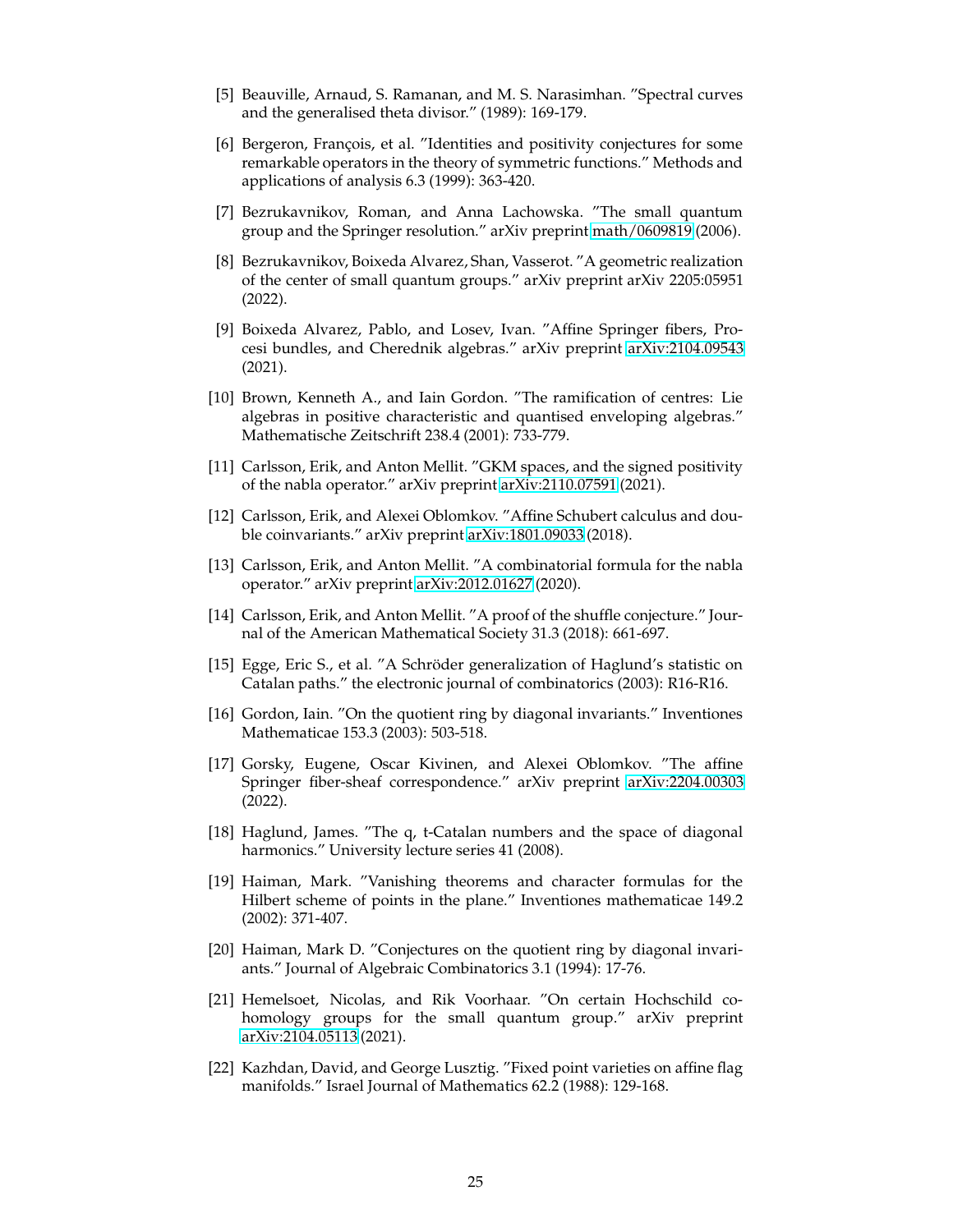[5] Beauville, Arnaud, S. Ramanan, and M. S. Narasimhan. ”Spectral curves and the generalised theta divisor.” (1989): 169-179.

[6] Bergeron, François, et al. ”Identities and positivity conjectures for some remarkable operators in the theory of symmetric functions.” Methods and applications of analysis 6.3 (1999): 363-420.

[7] Bezrukavnikov, Roman, and Anna Lachowska. ”The small quantum group and the Springer resolution.” arXiv preprint math/0609819 (2006).

[8] Bezrukavnikov, Boixeda Alvarez, Shan, Vasserot. ”A geometric realization of the center of small quantum groups.” arXiv preprint arXiv 2205:05951 (2022).

[9] Boixeda Alvarez, Pablo, and Losev, Ivan. ”Affine Springer fibers, Procesi bundles, and Cherednik algebras.” arXiv preprint arXiv:2104.09543 (2021).

[10] Brown, Kenneth A., and Iain Gordon. ”The ramification of centres: Lie algebras in positive characteristic and quantised enveloping algebras.” Mathematische Zeitschrift 238.4 (2001): 733-779.

[11] Carlsson, Erik, and Anton Mellit. ”GKM spaces, and the signed positivity of the nabla operator.” arXiv preprint arXiv:2110.07591 (2021).

[12] Carlsson, Erik, and Alexei Oblomkov. ”Affine Schubert calculus and double coinvariants.” arXiv preprint arXiv:1801.09033 (2018).

[13] Carlsson, Erik, and Anton Mellit. ”A combinatorial formula for the nabla operator.” arXiv preprint arXiv:2012.01627 (2020).

[14] Carlsson, Erik, and Anton Mellit. ”A proof of the shuffle conjecture.” Journal of the American Mathematical Society 31.3 (2018): 661-697.

[15] Egge, Eric S., et al. ”A Schröder generalization of Haglund’s statistic on Catalan paths.” the electronic journal of combinatorics (2003): R16-R16.

[16] Gordon, Iain. ”On the quotient ring by diagonal invariants.” Inventiones Mathematicae 153.3 (2003): 503-518.

[17] Gorsky, Eugene, Oscar Kivinen, and Alexei Oblomkov. ”The affine Springer fiber-sheaf correspondence.” arXiv preprint arXiv:2204.00303 (2022).

[18] Haglund, James. ”The q, t-Catalan numbers and the space of diagonal harmonics.” University lecture series 41 (2008).

[19] Haiman, Mark. ”Vanishing theorems and character formulas for the Hilbert scheme of points in the plane.” Inventiones mathematicae 149.2 (2002): 371-407.

[20] Haiman, Mark D. ”Conjectures on the quotient ring by diagonal invariants.” Journal of Algebraic Combinatorics 3.1 (1994): 17-76.

[21] Hemelsoet, Nicolas, and Rik Voorhaar. ”On certain Hochschild cohomology groups for the small quantum group.” arXiv preprint arXiv:2104.05113 (2021).

[22] Kazhdan, David, and George Lusztig. ”Fixed point varieties on affine flag manifolds.” Israel Journal of Mathematics 62.2 (1988): 129-168.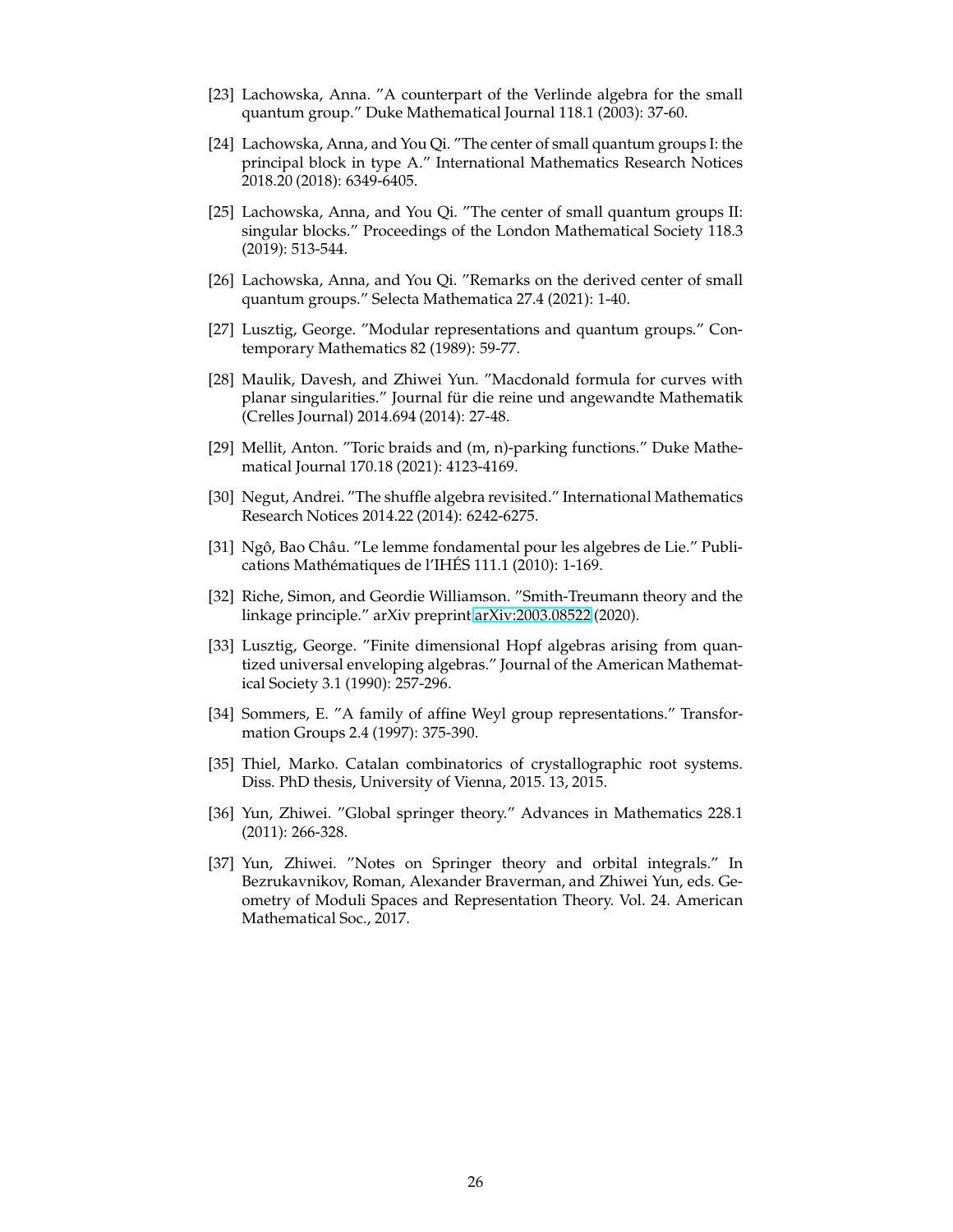[23] Lachowska, Anna. "A counterpart of the Verlinde algebra for the small quantum group." Duke Mathematical Journal 118.1 (2003): 37-60.

[24] Lachowska, Anna, and You Qi. "The center of small quantum groups I: the principal block in type A." International Mathematics Research Notices 2018.20 (2018): 6349-6405.

[25] Lachowska, Anna, and You Qi. "The center of small quantum groups II: singular blocks." Proceedings of the London Mathematical Society 118.3 (2019): 513-544.

[26] Lachowska, Anna, and You Qi. "Remarks on the derived center of small quantum groups." Selecta Mathematica 27.4 (2021): 1-40.

[27] Lusztig, George. "Modular representations and quantum groups." Contemporary Mathematics 82 (1989): 59-77.

[28] Maulik, Davesh, and Zhiwei Yun. "Macdonald formula for curves with planar singularities." Journal für die reine und angewandte Mathematik (Crelles Journal) 2014.694 (2014): 27-48.

[29] Mellit, Anton. "Toric braids and (m, n)-parking functions." Duke Mathematical Journal 170.18 (2021): 4123-4169.

[30] Negut, Andrei. "The shuffle algebra revisited." International Mathematics Research Notices 2014.22 (2014): 6242-6275.

[31] Ngô, Bao Châu. "Le lemme fondamental pour les algebres de Lie." Publications Mathématiques de l'IHÉS 111.1 (2010): 1-169.

[32] Riche, Simon, and Geordie Williamson. "Smith-Treumann theory and the linkage principle." arXiv preprint arXiv:2003.08522 (2020).

[33] Lusztig, George. "Finite dimensional Hopf algebras arising from quantized universal enveloping algebras." Journal of the American Mathematical Society 3.1 (1990): 257-296.

[34] Sommers, E. "A family of affine Weyl group representations." Transformation Groups 2.4 (1997): 375-390.

[35] Thiel, Marko. Catalan combinatorics of crystallographic root systems. Diss. PhD thesis, University of Vienna, 2015. 13, 2015.

[36] Yun, Zhiwei. "Global springer theory." Advances in Mathematics 228.1 (2011): 266-328.

[37] Yun, Zhiwei. "Notes on Springer theory and orbital integrals." In Bezrukavnikov, Roman, Alexander Braverman, and Zhiwei Yun, eds. Geometry of Moduli Spaces and Representation Theory. Vol. 24. American Mathematical Soc., 2017.